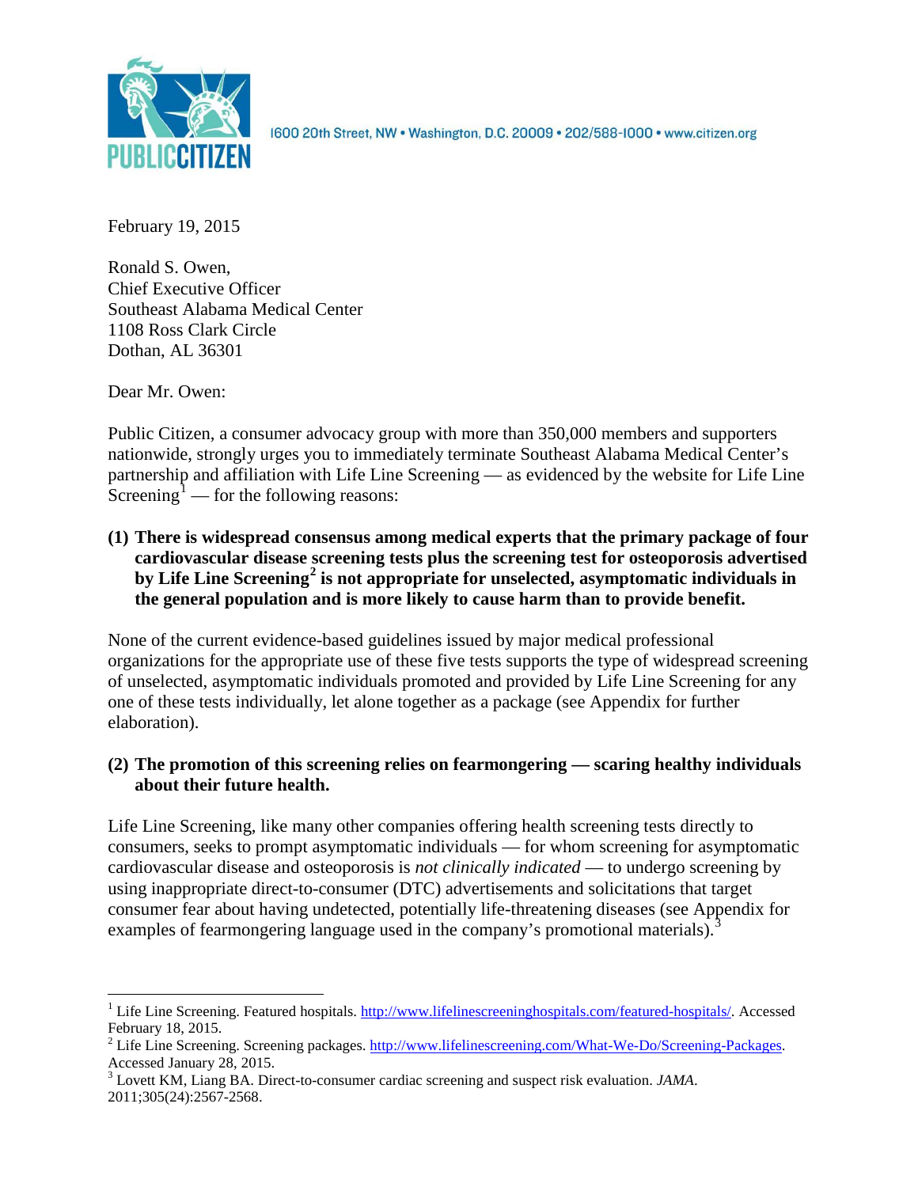1600 20th Street, NW • Washington, D.C. 20009 • 202/588-1000 • www.citizen.org

February 19, 2015

Ronald S. Owen,
Chief Executive Officer
Southeast Alabama Medical Center
1108 Ross Clark Circle
Dothan, AL 36301

Dear Mr. Owen:

Public Citizen, a consumer advocacy group with more than 350,000 members and supporters nationwide, strongly urges you to immediately terminate Southeast Alabama Medical Center's partnership and affiliation with Life Line Screening — as evidenced by the website for Life Line Screening[1] — for the following reasons:

**(1) There is widespread consensus among medical experts that the primary package of four cardiovascular disease screening tests plus the screening test for osteoporosis advertised by Life Line Screening[2] is not appropriate for unselected, asymptomatic individuals in the general population and is more likely to cause harm than to provide benefit.**

None of the current evidence-based guidelines issued by major medical professional organizations for the appropriate use of these five tests supports the type of widespread screening of unselected, asymptomatic individuals promoted and provided by Life Line Screening for any one of these tests individually, let alone together as a package (see Appendix for further elaboration).

**(2) The promotion of this screening relies on fearmongering — scaring healthy individuals about their future health.**

Life Line Screening, like many other companies offering health screening tests directly to consumers, seeks to prompt asymptomatic individuals — for whom screening for asymptomatic cardiovascular disease and osteoporosis is *not clinically indicated* — to undergo screening by using inappropriate direct-to-consumer (DTC) advertisements and solicitations that target consumer fear about having undetected, potentially life-threatening diseases (see Appendix for examples of fearmongering language used in the company's promotional materials).[3]

---

[1] Life Line Screening. Featured hospitals. http://www.lifelinescreeninghospitals.com/featured-hospitals/. Accessed February 18, 2015.

[2] Life Line Screening. Screening packages. http://www.lifelinescreening.com/What-We-Do/Screening-Packages. Accessed January 28, 2015.

[3] Lovett KM, Liang BA. Direct-to-consumer cardiac screening and suspect risk evaluation. *JAMA*. 2011;305(24):2567-2568.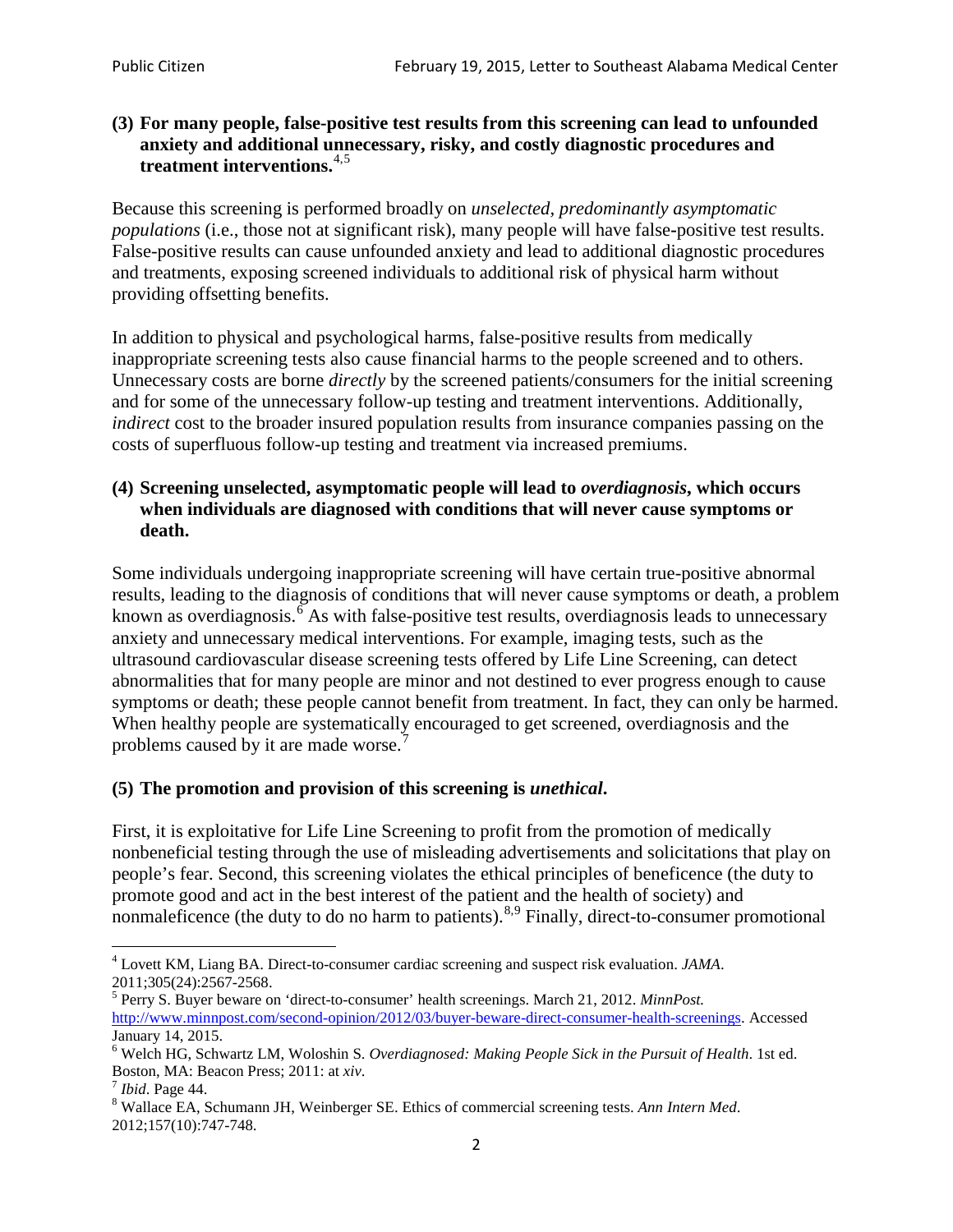**(3) For many people, false-positive test results from this screening can lead to unfounded anxiety and additional unnecessary, risky, and costly diagnostic procedures and treatment interventions.**[4,5]

Because this screening is performed broadly on *unselected, predominantly asymptomatic populations* (i.e., those not at significant risk), many people will have false-positive test results. False-positive results can cause unfounded anxiety and lead to additional diagnostic procedures and treatments, exposing screened individuals to additional risk of physical harm without providing offsetting benefits.

In addition to physical and psychological harms, false-positive results from medically inappropriate screening tests also cause financial harms to the people screened and to others. Unnecessary costs are borne *directly* by the screened patients/consumers for the initial screening and for some of the unnecessary follow-up testing and treatment interventions. Additionally, *indirect* cost to the broader insured population results from insurance companies passing on the costs of superfluous follow-up testing and treatment via increased premiums.

**(4) Screening unselected, asymptomatic people will lead to *overdiagnosis*, which occurs when individuals are diagnosed with conditions that will never cause symptoms or death.**

Some individuals undergoing inappropriate screening will have certain true-positive abnormal results, leading to the diagnosis of conditions that will never cause symptoms or death, a problem known as overdiagnosis.[6] As with false-positive test results, overdiagnosis leads to unnecessary anxiety and unnecessary medical interventions. For example, imaging tests, such as the ultrasound cardiovascular disease screening tests offered by Life Line Screening, can detect abnormalities that for many people are minor and not destined to ever progress enough to cause symptoms or death; these people cannot benefit from treatment. In fact, they can only be harmed. When healthy people are systematically encouraged to get screened, overdiagnosis and the problems caused by it are made worse.[7]

**(5) The promotion and provision of this screening is *unethical*.**

First, it is exploitative for Life Line Screening to profit from the promotion of medically nonbeneficial testing through the use of misleading advertisements and solicitations that play on people's fear. Second, this screening violates the ethical principles of beneficence (the duty to promote good and act in the best interest of the patient and the health of society) and nonmaleficence (the duty to do no harm to patients).[8,9] Finally, direct-to-consumer promotional

---

[4] Lovett KM, Liang BA. Direct-to-consumer cardiac screening and suspect risk evaluation. *JAMA*. 2011;305(24):2567-2568.

[5] Perry S. Buyer beware on 'direct-to-consumer' health screenings. March 21, 2012. *MinnPost.* http://www.minnpost.com/second-opinion/2012/03/buyer-beware-direct-consumer-health-screenings. Accessed January 14, 2015.

[6] Welch HG, Schwartz LM, Woloshin S. *Overdiagnosed: Making People Sick in the Pursuit of Health*. 1st ed. Boston, MA: Beacon Press; 2011: at *xiv*.

[7] *Ibid*. Page 44.

[8] Wallace EA, Schumann JH, Weinberger SE. Ethics of commercial screening tests. *Ann Intern Med*. 2012;157(10):747-748.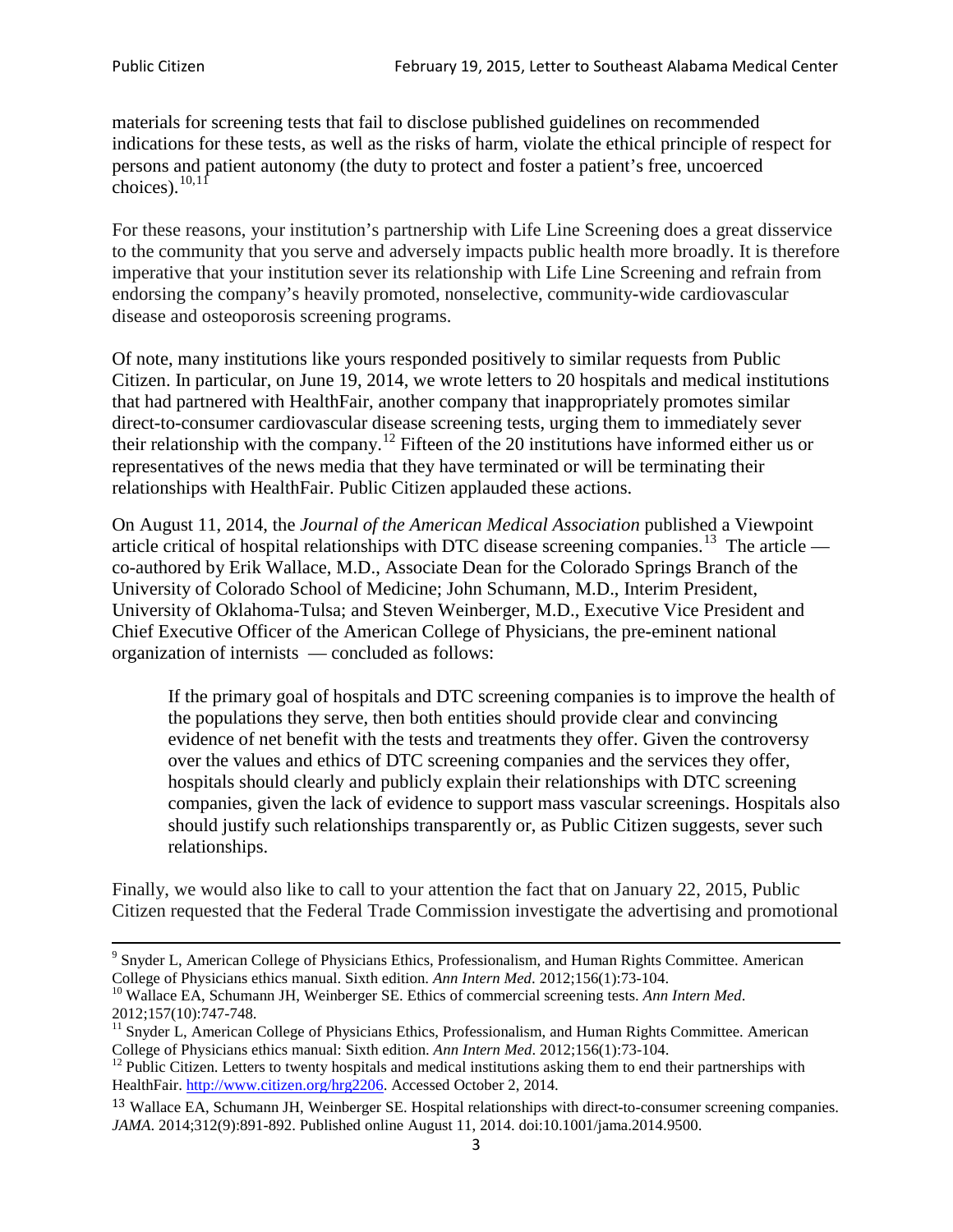materials for screening tests that fail to disclose published guidelines on recommended indications for these tests, as well as the risks of harm, violate the ethical principle of respect for persons and patient autonomy (the duty to protect and foster a patient's free, uncoerced choices).[10,11]

For these reasons, your institution's partnership with Life Line Screening does a great disservice to the community that you serve and adversely impacts public health more broadly. It is therefore imperative that your institution sever its relationship with Life Line Screening and refrain from endorsing the company's heavily promoted, nonselective, community-wide cardiovascular disease and osteoporosis screening programs.

Of note, many institutions like yours responded positively to similar requests from Public Citizen. In particular, on June 19, 2014, we wrote letters to 20 hospitals and medical institutions that had partnered with HealthFair, another company that inappropriately promotes similar direct-to-consumer cardiovascular disease screening tests, urging them to immediately sever their relationship with the company.[12] Fifteen of the 20 institutions have informed either us or representatives of the news media that they have terminated or will be terminating their relationships with HealthFair. Public Citizen applauded these actions.

On August 11, 2014, the *Journal of the American Medical Association* published a Viewpoint article critical of hospital relationships with DTC disease screening companies.[13] The article — co-authored by Erik Wallace, M.D., Associate Dean for the Colorado Springs Branch of the University of Colorado School of Medicine; John Schumann, M.D., Interim President, University of Oklahoma-Tulsa; and Steven Weinberger, M.D., Executive Vice President and Chief Executive Officer of the American College of Physicians, the pre-eminent national organization of internists — concluded as follows:

> If the primary goal of hospitals and DTC screening companies is to improve the health of the populations they serve, then both entities should provide clear and convincing evidence of net benefit with the tests and treatments they offer. Given the controversy over the values and ethics of DTC screening companies and the services they offer, hospitals should clearly and publicly explain their relationships with DTC screening companies, given the lack of evidence to support mass vascular screenings. Hospitals also should justify such relationships transparently or, as Public Citizen suggests, sever such relationships.

Finally, we would also like to call to your attention the fact that on January 22, 2015, Public Citizen requested that the Federal Trade Commission investigate the advertising and promotional

---

[9] Snyder L, American College of Physicians Ethics, Professionalism, and Human Rights Committee. American College of Physicians ethics manual. Sixth edition. *Ann Intern Med*. 2012;156(1):73-104.

[10] Wallace EA, Schumann JH, Weinberger SE. Ethics of commercial screening tests. *Ann Intern Med*. 2012;157(10):747-748.

[11] Snyder L, American College of Physicians Ethics, Professionalism, and Human Rights Committee. American College of Physicians ethics manual: Sixth edition. *Ann Intern Med*. 2012;156(1):73-104.

[12] Public Citizen. Letters to twenty hospitals and medical institutions asking them to end their partnerships with HealthFair. http://www.citizen.org/hrg2206. Accessed October 2, 2014.

[13] Wallace EA, Schumann JH, Weinberger SE. Hospital relationships with direct-to-consumer screening companies. *JAMA*. 2014;312(9):891-892. Published online August 11, 2014. doi:10.1001/jama.2014.9500.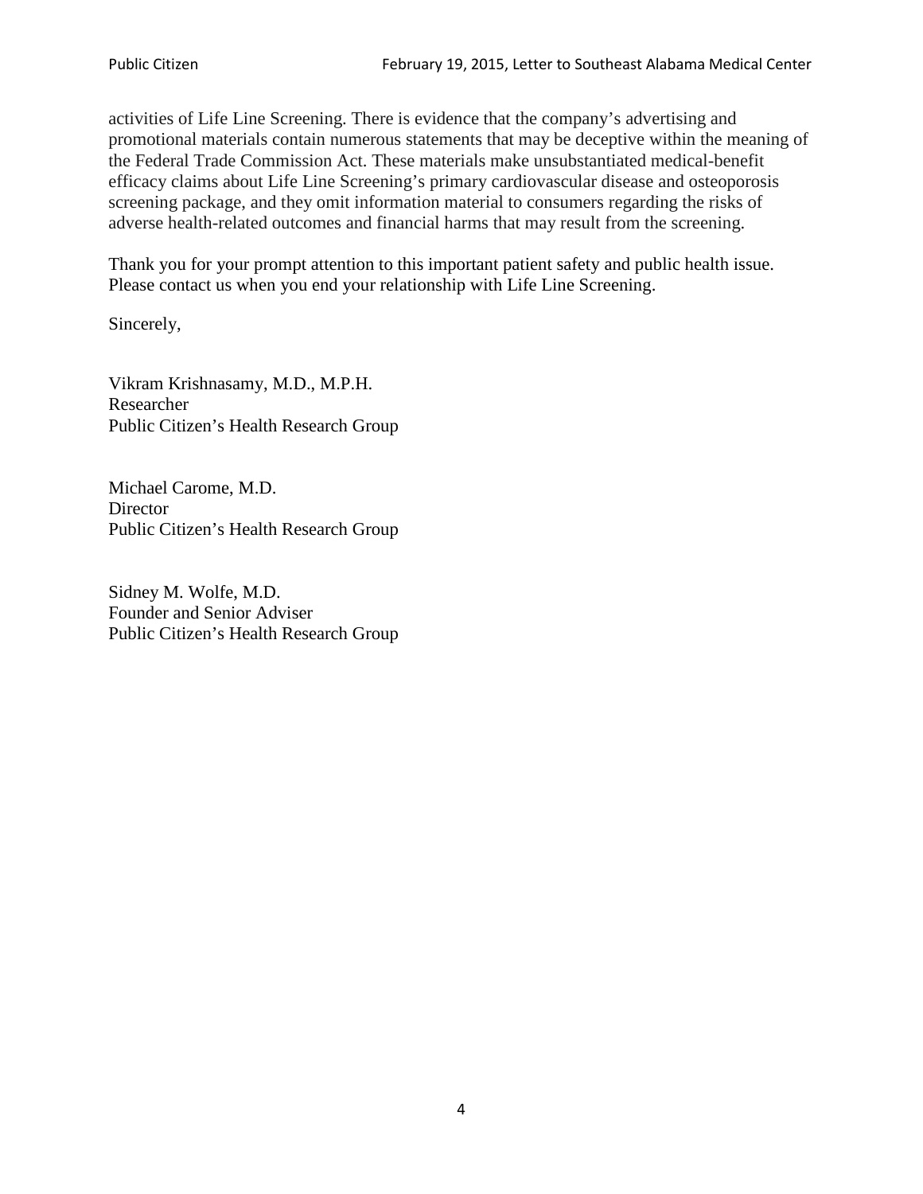activities of Life Line Screening. There is evidence that the company's advertising and promotional materials contain numerous statements that may be deceptive within the meaning of the Federal Trade Commission Act. These materials make unsubstantiated medical-benefit efficacy claims about Life Line Screening's primary cardiovascular disease and osteoporosis screening package, and they omit information material to consumers regarding the risks of adverse health-related outcomes and financial harms that may result from the screening.

Thank you for your prompt attention to this important patient safety and public health issue. Please contact us when you end your relationship with Life Line Screening.

Sincerely,

Vikram Krishnasamy, M.D., M.P.H.
Researcher
Public Citizen's Health Research Group

Michael Carome, M.D.
Director
Public Citizen's Health Research Group

Sidney M. Wolfe, M.D.
Founder and Senior Adviser
Public Citizen's Health Research Group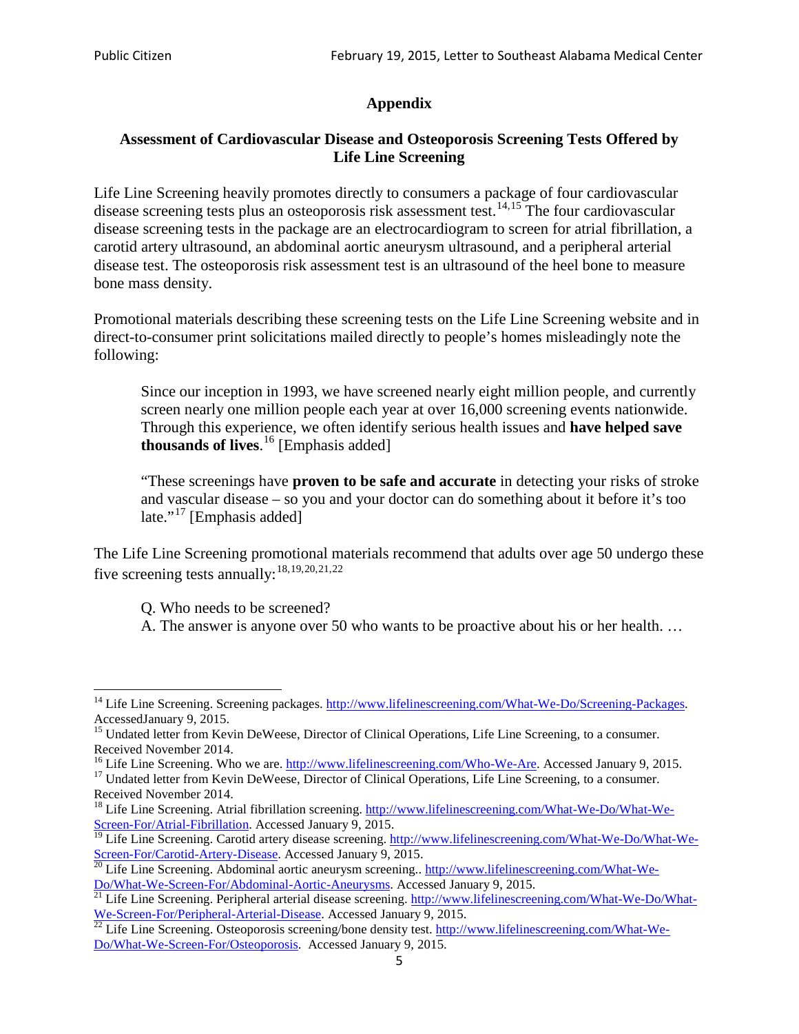## Appendix

### Assessment of Cardiovascular Disease and Osteoporosis Screening Tests Offered by Life Line Screening

Life Line Screening heavily promotes directly to consumers a package of four cardiovascular disease screening tests plus an osteoporosis risk assessment test.[14,15] The four cardiovascular disease screening tests in the package are an electrocardiogram to screen for atrial fibrillation, a carotid artery ultrasound, an abdominal aortic aneurysm ultrasound, and a peripheral arterial disease test. The osteoporosis risk assessment test is an ultrasound of the heel bone to measure bone mass density.

Promotional materials describing these screening tests on the Life Line Screening website and in direct-to-consumer print solicitations mailed directly to people's homes misleadingly note the following:

> Since our inception in 1993, we have screened nearly eight million people, and currently screen nearly one million people each year at over 16,000 screening events nationwide. Through this experience, we often identify serious health issues and **have helped save thousands of lives**.[16] [Emphasis added]
>
> "These screenings have **proven to be safe and accurate** in detecting your risks of stroke and vascular disease – so you and your doctor can do something about it before it's too late."[17] [Emphasis added]

The Life Line Screening promotional materials recommend that adults over age 50 undergo these five screening tests annually:[18,19,20,21,22]

> Q. Who needs to be screened?
> A. The answer is anyone over 50 who wants to be proactive about his or her health. …

---

[14] Life Line Screening. Screening packages. http://www.lifelinescreening.com/What-We-Do/Screening-Packages. AccessedJanuary 9, 2015.

[15] Undated letter from Kevin DeWeese, Director of Clinical Operations, Life Line Screening, to a consumer. Received November 2014.

[16] Life Line Screening. Who we are. http://www.lifelinescreening.com/Who-We-Are. Accessed January 9, 2015.

[17] Undated letter from Kevin DeWeese, Director of Clinical Operations, Life Line Screening, to a consumer. Received November 2014.

[18] Life Line Screening. Atrial fibrillation screening. http://www.lifelinescreening.com/What-We-Do/What-We-Screen-For/Atrial-Fibrillation. Accessed January 9, 2015.

[19] Life Line Screening. Carotid artery disease screening. http://www.lifelinescreening.com/What-We-Do/What-We-Screen-For/Carotid-Artery-Disease. Accessed January 9, 2015.

[20] Life Line Screening. Abdominal aortic aneurysm screening.. http://www.lifelinescreening.com/What-We-Do/What-We-Screen-For/Abdominal-Aortic-Aneurysms. Accessed January 9, 2015.

[21] Life Line Screening. Peripheral arterial disease screening. http://www.lifelinescreening.com/What-We-Do/What-We-Screen-For/Peripheral-Arterial-Disease. Accessed January 9, 2015.

[22] Life Line Screening. Osteoporosis screening/bone density test. http://www.lifelinescreening.com/What-We-Do/What-We-Screen-For/Osteoporosis. Accessed January 9, 2015.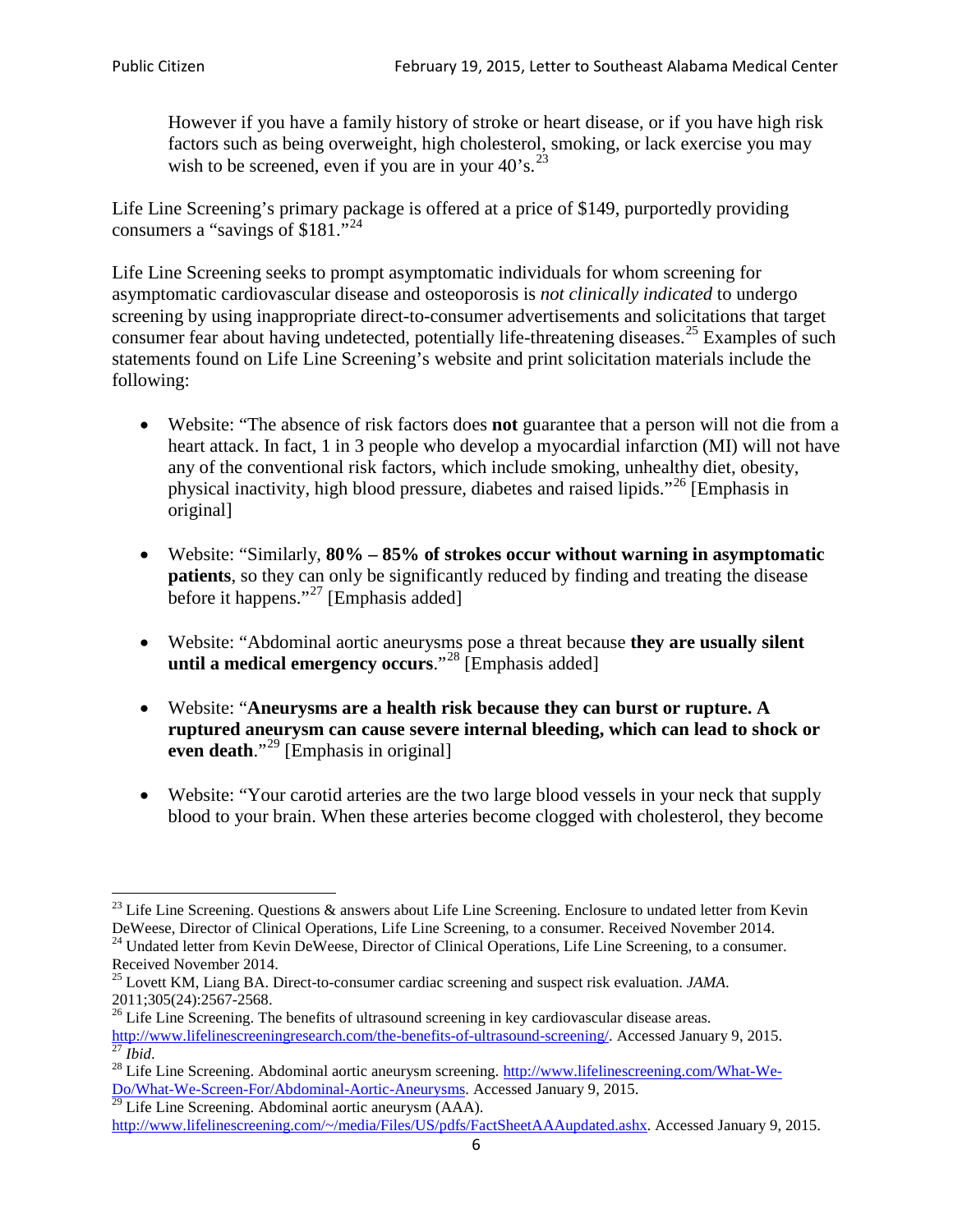However if you have a family history of stroke or heart disease, or if you have high risk factors such as being overweight, high cholesterol, smoking, or lack exercise you may wish to be screened, even if you are in your 40's.[23]

Life Line Screening's primary package is offered at a price of $149, purportedly providing consumers a "savings of $181."[24]

Life Line Screening seeks to prompt asymptomatic individuals for whom screening for asymptomatic cardiovascular disease and osteoporosis is *not clinically indicated* to undergo screening by using inappropriate direct-to-consumer advertisements and solicitations that target consumer fear about having undetected, potentially life-threatening diseases.[25] Examples of such statements found on Life Line Screening's website and print solicitation materials include the following:

- Website: "The absence of risk factors does **not** guarantee that a person will not die from a heart attack. In fact, 1 in 3 people who develop a myocardial infarction (MI) will not have any of the conventional risk factors, which include smoking, unhealthy diet, obesity, physical inactivity, high blood pressure, diabetes and raised lipids."[26] [Emphasis in original]

- Website: "Similarly, **80% – 85% of strokes occur without warning in asymptomatic patients**, so they can only be significantly reduced by finding and treating the disease before it happens."[27] [Emphasis added]

- Website: "Abdominal aortic aneurysms pose a threat because **they are usually silent until a medical emergency occurs**."[28] [Emphasis added]

- Website: "**Aneurysms are a health risk because they can burst or rupture. A ruptured aneurysm can cause severe internal bleeding, which can lead to shock or even death**."[29] [Emphasis in original]

- Website: "Your carotid arteries are the two large blood vessels in your neck that supply blood to your brain. When these arteries become clogged with cholesterol, they become

---

[23] Life Line Screening. Questions & answers about Life Line Screening. Enclosure to undated letter from Kevin DeWeese, Director of Clinical Operations, Life Line Screening, to a consumer. Received November 2014.

[24] Undated letter from Kevin DeWeese, Director of Clinical Operations, Life Line Screening, to a consumer. Received November 2014.

[25] Lovett KM, Liang BA. Direct-to-consumer cardiac screening and suspect risk evaluation. *JAMA*. 2011;305(24):2567-2568.

[26] Life Line Screening. The benefits of ultrasound screening in key cardiovascular disease areas. http://www.lifelinescreeningresearch.com/the-benefits-of-ultrasound-screening/. Accessed January 9, 2015.

[27] *Ibid*.

[28] Life Line Screening. Abdominal aortic aneurysm screening. http://www.lifelinescreening.com/What-We-Do/What-We-Screen-For/Abdominal-Aortic-Aneurysms. Accessed January 9, 2015.

[29] Life Line Screening. Abdominal aortic aneurysm (AAA). http://www.lifelinescreening.com/~/media/Files/US/pdfs/FactSheetAAAupdated.ashx. Accessed January 9, 2015.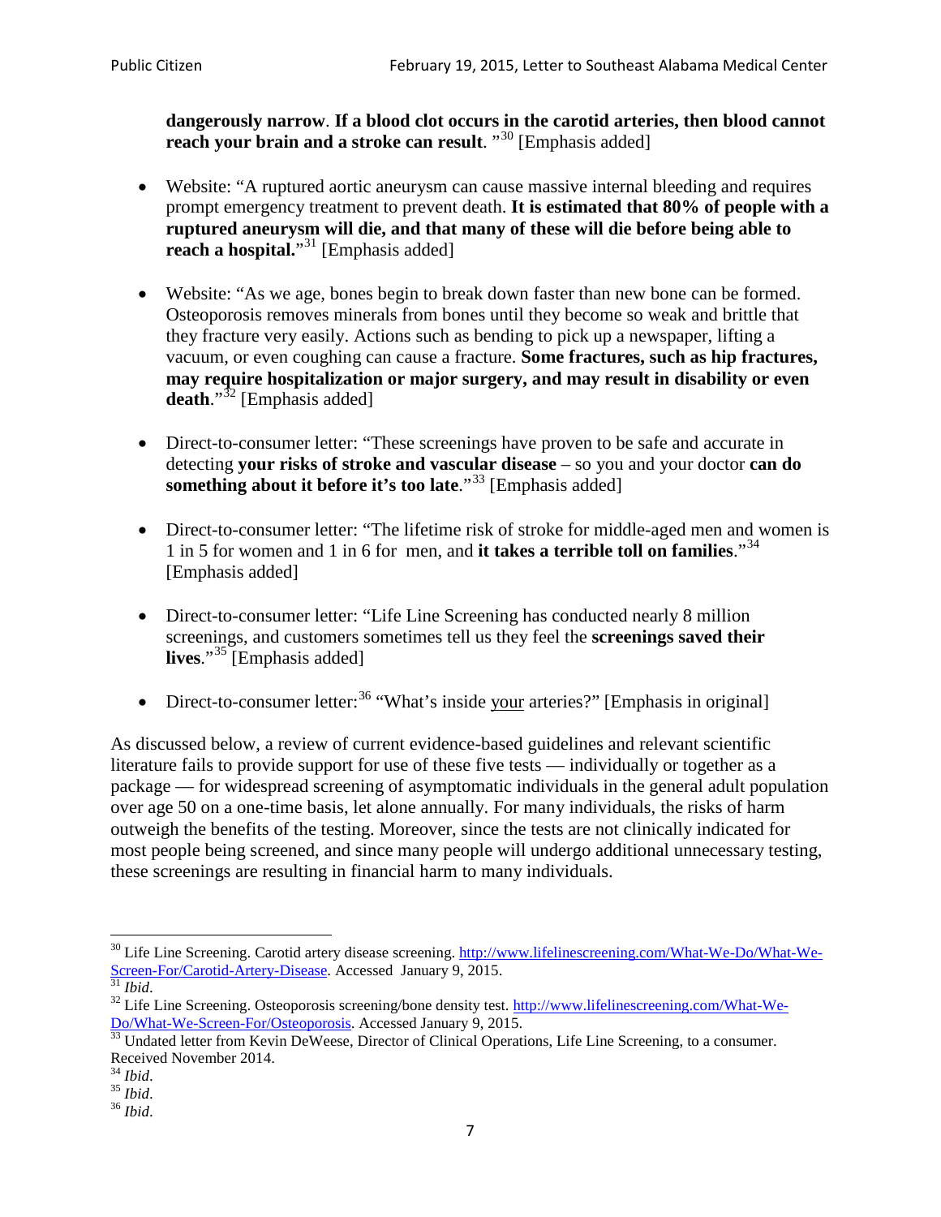**dangerously narrow**. **If a blood clot occurs in the carotid arteries, then blood cannot reach your brain and a stroke can result**. "[30] [Emphasis added]

- Website: "A ruptured aortic aneurysm can cause massive internal bleeding and requires prompt emergency treatment to prevent death. **It is estimated that 80% of people with a ruptured aneurysm will die, and that many of these will die before being able to reach a hospital.**"[31] [Emphasis added]

- Website: "As we age, bones begin to break down faster than new bone can be formed. Osteoporosis removes minerals from bones until they become so weak and brittle that they fracture very easily. Actions such as bending to pick up a newspaper, lifting a vacuum, or even coughing can cause a fracture. **Some fractures, such as hip fractures, may require hospitalization or major surgery, and may result in disability or even death**."[32] [Emphasis added]

- Direct-to-consumer letter: "These screenings have proven to be safe and accurate in detecting **your risks of stroke and vascular disease** – so you and your doctor **can do something about it before it's too late**."[33] [Emphasis added]

- Direct-to-consumer letter: "The lifetime risk of stroke for middle-aged men and women is 1 in 5 for women and 1 in 6 for men, and **it takes a terrible toll on families**."[34] [Emphasis added]

- Direct-to-consumer letter: "Life Line Screening has conducted nearly 8 million screenings, and customers sometimes tell us they feel the **screenings saved their lives**."[35] [Emphasis added]

- Direct-to-consumer letter:[36] "What's inside your arteries?" [Emphasis in original]

As discussed below, a review of current evidence-based guidelines and relevant scientific literature fails to provide support for use of these five tests — individually or together as a package — for widespread screening of asymptomatic individuals in the general adult population over age 50 on a one-time basis, let alone annually. For many individuals, the risks of harm outweigh the benefits of the testing. Moreover, since the tests are not clinically indicated for most people being screened, and since many people will undergo additional unnecessary testing, these screenings are resulting in financial harm to many individuals.

[30] Life Line Screening. Carotid artery disease screening. http://www.lifelinescreening.com/What-We-Do/What-We-Screen-For/Carotid-Artery-Disease. Accessed January 9, 2015.

[31] *Ibid*.

[32] Life Line Screening. Osteoporosis screening/bone density test. http://www.lifelinescreening.com/What-We-Do/What-We-Screen-For/Osteoporosis. Accessed January 9, 2015.

[33] Undated letter from Kevin DeWeese, Director of Clinical Operations, Life Line Screening, to a consumer. Received November 2014.

[34] *Ibid*.

[35] *Ibid*.

[36] *Ibid*.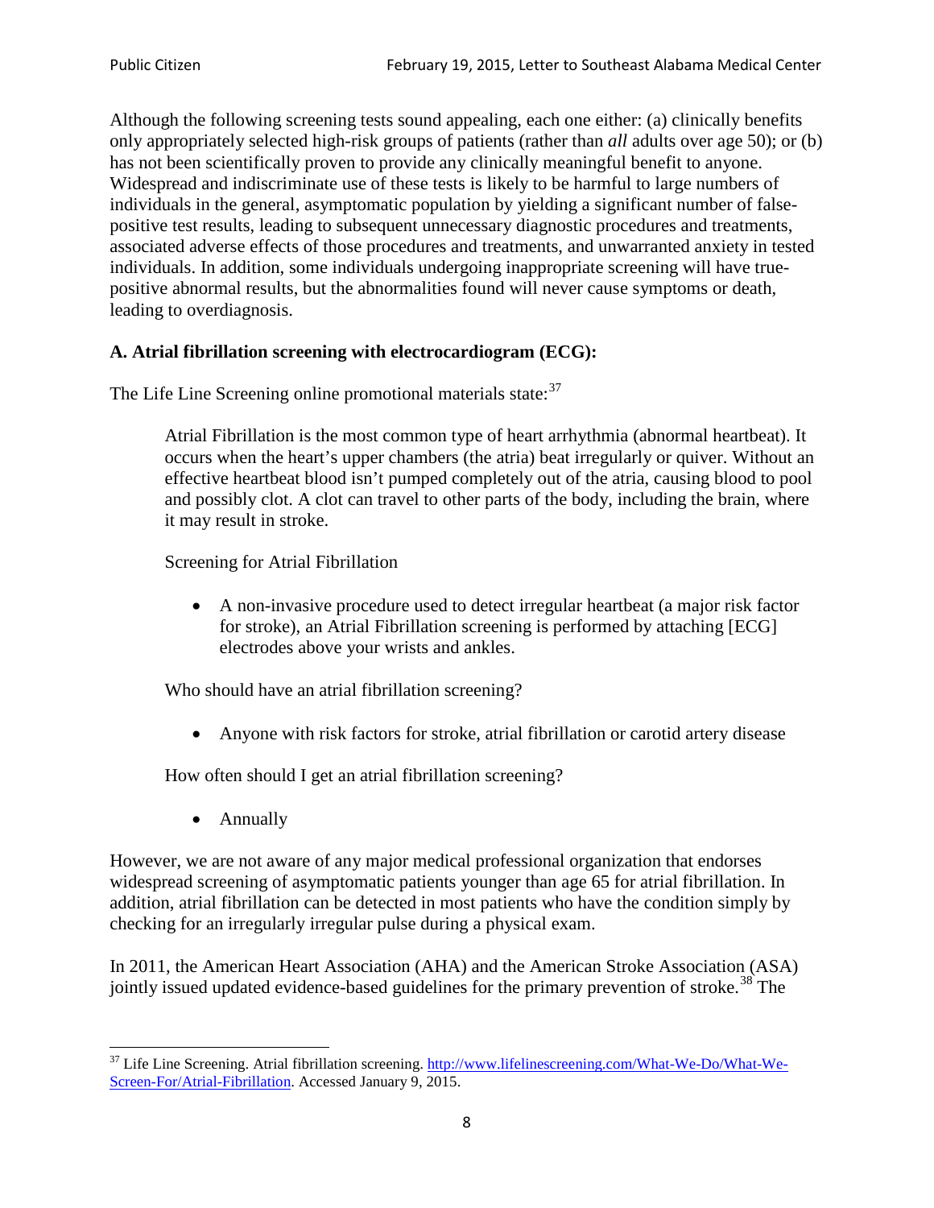Although the following screening tests sound appealing, each one either: (a) clinically benefits only appropriately selected high-risk groups of patients (rather than *all* adults over age 50); or (b) has not been scientifically proven to provide any clinically meaningful benefit to anyone. Widespread and indiscriminate use of these tests is likely to be harmful to large numbers of individuals in the general, asymptomatic population by yielding a significant number of false-positive test results, leading to subsequent unnecessary diagnostic procedures and treatments, associated adverse effects of those procedures and treatments, and unwarranted anxiety in tested individuals. In addition, some individuals undergoing inappropriate screening will have true-positive abnormal results, but the abnormalities found will never cause symptoms or death, leading to overdiagnosis.

**A. Atrial fibrillation screening with electrocardiogram (ECG):**

The Life Line Screening online promotional materials state:[37]

> Atrial Fibrillation is the most common type of heart arrhythmia (abnormal heartbeat). It occurs when the heart's upper chambers (the atria) beat irregularly or quiver. Without an effective heartbeat blood isn't pumped completely out of the atria, causing blood to pool and possibly clot. A clot can travel to other parts of the body, including the brain, where it may result in stroke.
>
> Screening for Atrial Fibrillation
>
> - A non-invasive procedure used to detect irregular heartbeat (a major risk factor for stroke), an Atrial Fibrillation screening is performed by attaching [ECG] electrodes above your wrists and ankles.
>
> Who should have an atrial fibrillation screening?
>
> - Anyone with risk factors for stroke, atrial fibrillation or carotid artery disease
>
> How often should I get an atrial fibrillation screening?
>
> - Annually

However, we are not aware of any major medical professional organization that endorses widespread screening of asymptomatic patients younger than age 65 for atrial fibrillation. In addition, atrial fibrillation can be detected in most patients who have the condition simply by checking for an irregularly irregular pulse during a physical exam.

In 2011, the American Heart Association (AHA) and the American Stroke Association (ASA) jointly issued updated evidence-based guidelines for the primary prevention of stroke.[38] The

[37] Life Line Screening. Atrial fibrillation screening. http://www.lifelinescreening.com/What-We-Do/What-We-Screen-For/Atrial-Fibrillation. Accessed January 9, 2015.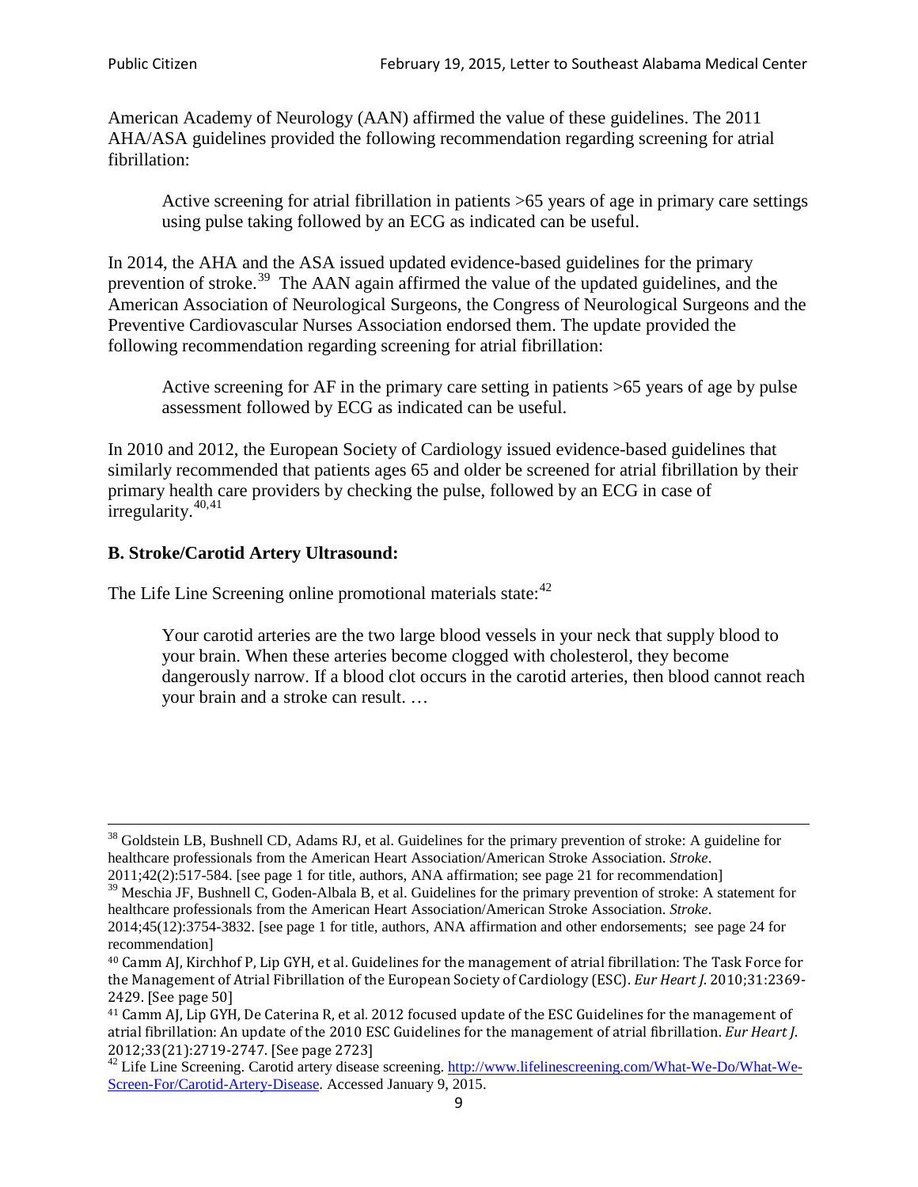American Academy of Neurology (AAN) affirmed the value of these guidelines. The 2011 AHA/ASA guidelines provided the following recommendation regarding screening for atrial fibrillation:

> Active screening for atrial fibrillation in patients >65 years of age in primary care settings using pulse taking followed by an ECG as indicated can be useful.

In 2014, the AHA and the ASA issued updated evidence-based guidelines for the primary prevention of stroke.[39] The AAN again affirmed the value of the updated guidelines, and the American Association of Neurological Surgeons, the Congress of Neurological Surgeons and the Preventive Cardiovascular Nurses Association endorsed them. The update provided the following recommendation regarding screening for atrial fibrillation:

> Active screening for AF in the primary care setting in patients >65 years of age by pulse assessment followed by ECG as indicated can be useful.

In 2010 and 2012, the European Society of Cardiology issued evidence-based guidelines that similarly recommended that patients ages 65 and older be screened for atrial fibrillation by their primary health care providers by checking the pulse, followed by an ECG in case of irregularity.[40,41]

### B. Stroke/Carotid Artery Ultrasound:

The Life Line Screening online promotional materials state:[42]

> Your carotid arteries are the two large blood vessels in your neck that supply blood to your brain. When these arteries become clogged with cholesterol, they become dangerously narrow. If a blood clot occurs in the carotid arteries, then blood cannot reach your brain and a stroke can result. …

---

[38] Goldstein LB, Bushnell CD, Adams RJ, et al. Guidelines for the primary prevention of stroke: A guideline for healthcare professionals from the American Heart Association/American Stroke Association. *Stroke*. 2011;42(2):517-584. [see page 1 for title, authors, ANA affirmation; see page 21 for recommendation]

[39] Meschia JF, Bushnell C, Goden-Albala B, et al. Guidelines for the primary prevention of stroke: A statement for healthcare professionals from the American Heart Association/American Stroke Association. *Stroke*. 2014;45(12):3754-3832. [see page 1 for title, authors, ANA affirmation and other endorsements; see page 24 for recommendation]

[40] Camm AJ, Kirchhof P, Lip GYH, et al. Guidelines for the management of atrial fibrillation: The Task Force for the Management of Atrial Fibrillation of the European Society of Cardiology (ESC). *Eur Heart J*. 2010;31:2369-2429. [See page 50]

[41] Camm AJ, Lip GYH, De Caterina R, et al. 2012 focused update of the ESC Guidelines for the management of atrial fibrillation: An update of the 2010 ESC Guidelines for the management of atrial fibrillation. *Eur Heart J*. 2012;33(21):2719-2747. [See page 2723]

[42] Life Line Screening. Carotid artery disease screening. http://www.lifelinescreening.com/What-We-Do/What-We-Screen-For/Carotid-Artery-Disease. Accessed January 9, 2015.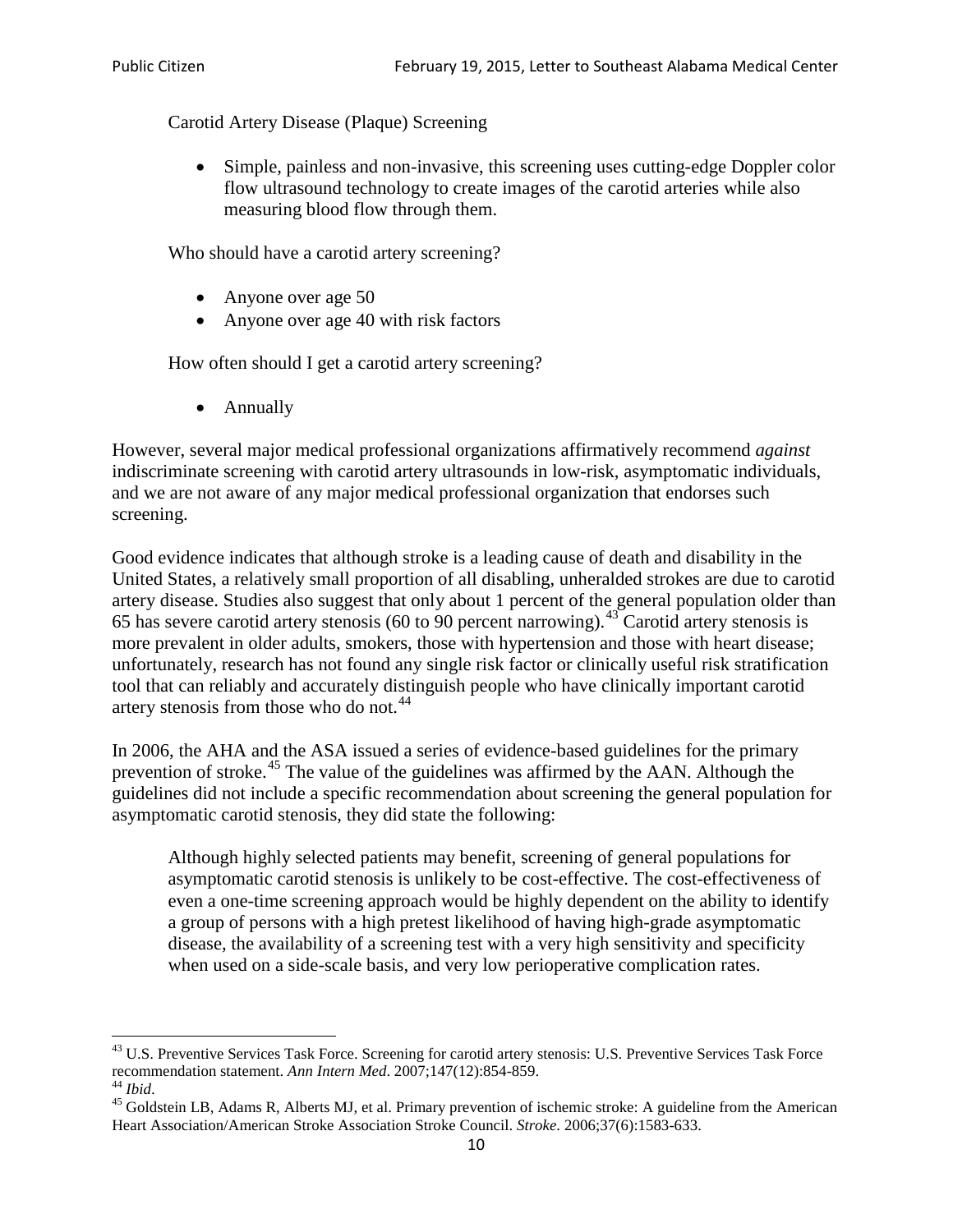Carotid Artery Disease (Plaque) Screening

- Simple, painless and non-invasive, this screening uses cutting-edge Doppler color flow ultrasound technology to create images of the carotid arteries while also measuring blood flow through them.

Who should have a carotid artery screening?

- Anyone over age 50
- Anyone over age 40 with risk factors

How often should I get a carotid artery screening?

- Annually

However, several major medical professional organizations affirmatively recommend *against* indiscriminate screening with carotid artery ultrasounds in low-risk, asymptomatic individuals, and we are not aware of any major medical professional organization that endorses such screening.

Good evidence indicates that although stroke is a leading cause of death and disability in the United States, a relatively small proportion of all disabling, unheralded strokes are due to carotid artery disease. Studies also suggest that only about 1 percent of the general population older than 65 has severe carotid artery stenosis (60 to 90 percent narrowing).[43] Carotid artery stenosis is more prevalent in older adults, smokers, those with hypertension and those with heart disease; unfortunately, research has not found any single risk factor or clinically useful risk stratification tool that can reliably and accurately distinguish people who have clinically important carotid artery stenosis from those who do not.[44]

In 2006, the AHA and the ASA issued a series of evidence-based guidelines for the primary prevention of stroke.[45] The value of the guidelines was affirmed by the AAN. Although the guidelines did not include a specific recommendation about screening the general population for asymptomatic carotid stenosis, they did state the following:

> Although highly selected patients may benefit, screening of general populations for asymptomatic carotid stenosis is unlikely to be cost-effective. The cost-effectiveness of even a one-time screening approach would be highly dependent on the ability to identify a group of persons with a high pretest likelihood of having high-grade asymptomatic disease, the availability of a screening test with a very high sensitivity and specificity when used on a side-scale basis, and very low perioperative complication rates.

---

[43] U.S. Preventive Services Task Force. Screening for carotid artery stenosis: U.S. Preventive Services Task Force recommendation statement. *Ann Intern Med*. 2007;147(12):854-859.

[44] *Ibid*.

[45] Goldstein LB, Adams R, Alberts MJ, et al. Primary prevention of ischemic stroke: A guideline from the American Heart Association/American Stroke Association Stroke Council. *Stroke*. 2006;37(6):1583-633.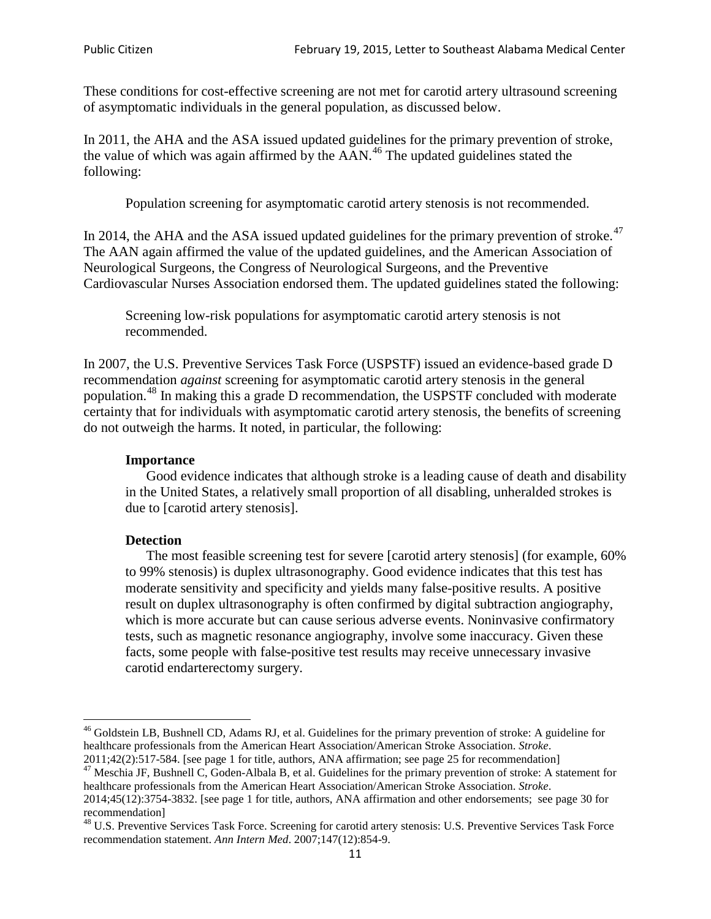These conditions for cost-effective screening are not met for carotid artery ultrasound screening of asymptomatic individuals in the general population, as discussed below.

In 2011, the AHA and the ASA issued updated guidelines for the primary prevention of stroke, the value of which was again affirmed by the AAN.[46] The updated guidelines stated the following:

> Population screening for asymptomatic carotid artery stenosis is not recommended.

In 2014, the AHA and the ASA issued updated guidelines for the primary prevention of stroke.[47] The AAN again affirmed the value of the updated guidelines, and the American Association of Neurological Surgeons, the Congress of Neurological Surgeons, and the Preventive Cardiovascular Nurses Association endorsed them. The updated guidelines stated the following:

> Screening low-risk populations for asymptomatic carotid artery stenosis is not recommended.

In 2007, the U.S. Preventive Services Task Force (USPSTF) issued an evidence-based grade D recommendation *against* screening for asymptomatic carotid artery stenosis in the general population.[48] In making this a grade D recommendation, the USPSTF concluded with moderate certainty that for individuals with asymptomatic carotid artery stenosis, the benefits of screening do not outweigh the harms. It noted, in particular, the following:

> **Importance**
>
> Good evidence indicates that although stroke is a leading cause of death and disability in the United States, a relatively small proportion of all disabling, unheralded strokes is due to [carotid artery stenosis].
>
> **Detection**
>
> The most feasible screening test for severe [carotid artery stenosis] (for example, 60% to 99% stenosis) is duplex ultrasonography. Good evidence indicates that this test has moderate sensitivity and specificity and yields many false-positive results. A positive result on duplex ultrasonography is often confirmed by digital subtraction angiography, which is more accurate but can cause serious adverse events. Noninvasive confirmatory tests, such as magnetic resonance angiography, involve some inaccuracy. Given these facts, some people with false-positive test results may receive unnecessary invasive carotid endarterectomy surgery.

---

[46] Goldstein LB, Bushnell CD, Adams RJ, et al. Guidelines for the primary prevention of stroke: A guideline for healthcare professionals from the American Heart Association/American Stroke Association. *Stroke*. 2011;42(2):517-584. [see page 1 for title, authors, ANA affirmation; see page 25 for recommendation]

[47] Meschia JF, Bushnell C, Goden-Albala B, et al. Guidelines for the primary prevention of stroke: A statement for healthcare professionals from the American Heart Association/American Stroke Association. *Stroke*. 2014;45(12):3754-3832. [see page 1 for title, authors, ANA affirmation and other endorsements; see page 30 for recommendation]

[48] U.S. Preventive Services Task Force. Screening for carotid artery stenosis: U.S. Preventive Services Task Force recommendation statement. *Ann Intern Med*. 2007;147(12):854-9.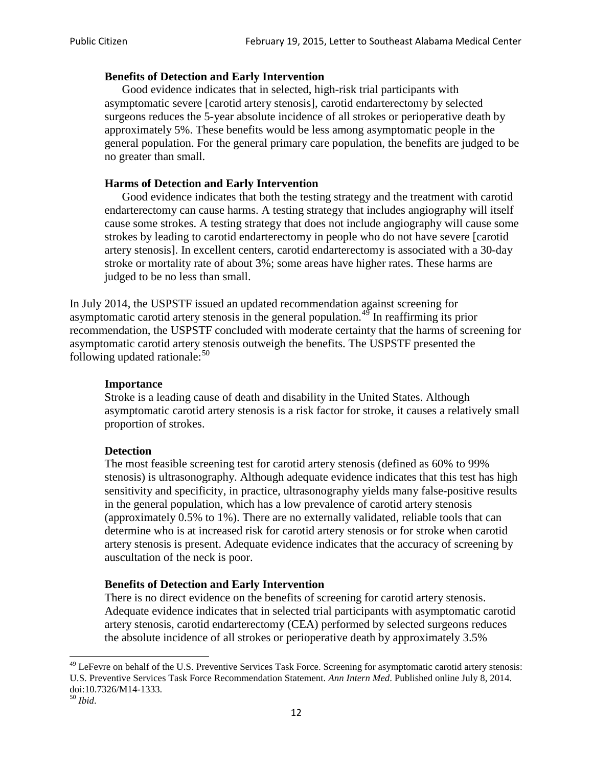> **Benefits of Detection and Early Intervention**
>
> Good evidence indicates that in selected, high-risk trial participants with asymptomatic severe [carotid artery stenosis], carotid endarterectomy by selected surgeons reduces the 5-year absolute incidence of all strokes or perioperative death by approximately 5%. These benefits would be less among asymptomatic people in the general population. For the general primary care population, the benefits are judged to be no greater than small.
>
> **Harms of Detection and Early Intervention**
>
> Good evidence indicates that both the testing strategy and the treatment with carotid endarterectomy can cause harms. A testing strategy that includes angiography will itself cause some strokes. A testing strategy that does not include angiography will cause some strokes by leading to carotid endarterectomy in people who do not have severe [carotid artery stenosis]. In excellent centers, carotid endarterectomy is associated with a 30-day stroke or mortality rate of about 3%; some areas have higher rates. These harms are judged to be no less than small.

In July 2014, the USPSTF issued an updated recommendation against screening for asymptomatic carotid artery stenosis in the general population.[49] In reaffirming its prior recommendation, the USPSTF concluded with moderate certainty that the harms of screening for asymptomatic carotid artery stenosis outweigh the benefits. The USPSTF presented the following updated rationale:[50]

> **Importance**
>
> Stroke is a leading cause of death and disability in the United States. Although asymptomatic carotid artery stenosis is a risk factor for stroke, it causes a relatively small proportion of strokes.
>
> **Detection**
>
> The most feasible screening test for carotid artery stenosis (defined as 60% to 99% stenosis) is ultrasonography. Although adequate evidence indicates that this test has high sensitivity and specificity, in practice, ultrasonography yields many false-positive results in the general population, which has a low prevalence of carotid artery stenosis (approximately 0.5% to 1%). There are no externally validated, reliable tools that can determine who is at increased risk for carotid artery stenosis or for stroke when carotid artery stenosis is present. Adequate evidence indicates that the accuracy of screening by auscultation of the neck is poor.
>
> **Benefits of Detection and Early Intervention**
>
> There is no direct evidence on the benefits of screening for carotid artery stenosis. Adequate evidence indicates that in selected trial participants with asymptomatic carotid artery stenosis, carotid endarterectomy (CEA) performed by selected surgeons reduces the absolute incidence of all strokes or perioperative death by approximately 3.5%

---

[49] LeFevre on behalf of the U.S. Preventive Services Task Force. Screening for asymptomatic carotid artery stenosis: U.S. Preventive Services Task Force Recommendation Statement. *Ann Intern Med*. Published online July 8, 2014. doi:10.7326/M14-1333.

[50] *Ibid*.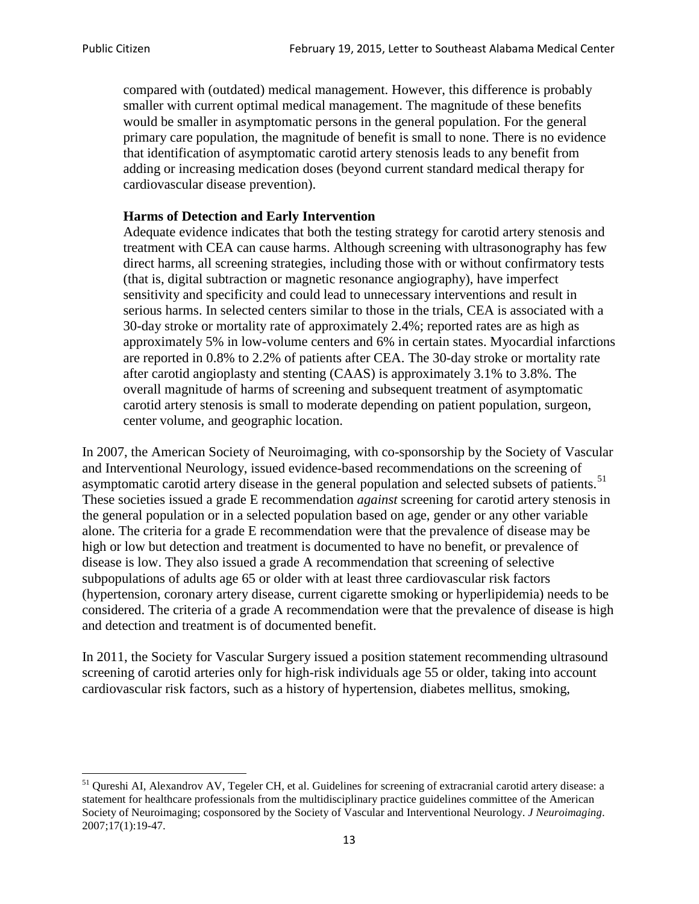> compared with (outdated) medical management. However, this difference is probably smaller with current optimal medical management. The magnitude of these benefits would be smaller in asymptomatic persons in the general population. For the general primary care population, the magnitude of benefit is small to none. There is no evidence that identification of asymptomatic carotid artery stenosis leads to any benefit from adding or increasing medication doses (beyond current standard medical therapy for cardiovascular disease prevention).
>
> **Harms of Detection and Early Intervention**
>
> Adequate evidence indicates that both the testing strategy for carotid artery stenosis and treatment with CEA can cause harms. Although screening with ultrasonography has few direct harms, all screening strategies, including those with or without confirmatory tests (that is, digital subtraction or magnetic resonance angiography), have imperfect sensitivity and specificity and could lead to unnecessary interventions and result in serious harms. In selected centers similar to those in the trials, CEA is associated with a 30-day stroke or mortality rate of approximately 2.4%; reported rates are as high as approximately 5% in low-volume centers and 6% in certain states. Myocardial infarctions are reported in 0.8% to 2.2% of patients after CEA. The 30-day stroke or mortality rate after carotid angioplasty and stenting (CAAS) is approximately 3.1% to 3.8%. The overall magnitude of harms of screening and subsequent treatment of asymptomatic carotid artery stenosis is small to moderate depending on patient population, surgeon, center volume, and geographic location.

In 2007, the American Society of Neuroimaging, with co-sponsorship by the Society of Vascular and Interventional Neurology, issued evidence-based recommendations on the screening of asymptomatic carotid artery disease in the general population and selected subsets of patients.[51] These societies issued a grade E recommendation *against* screening for carotid artery stenosis in the general population or in a selected population based on age, gender or any other variable alone. The criteria for a grade E recommendation were that the prevalence of disease may be high or low but detection and treatment is documented to have no benefit, or prevalence of disease is low. They also issued a grade A recommendation that screening of selective subpopulations of adults age 65 or older with at least three cardiovascular risk factors (hypertension, coronary artery disease, current cigarette smoking or hyperlipidemia) needs to be considered. The criteria of a grade A recommendation were that the prevalence of disease is high and detection and treatment is of documented benefit.

In 2011, the Society for Vascular Surgery issued a position statement recommending ultrasound screening of carotid arteries only for high-risk individuals age 55 or older, taking into account cardiovascular risk factors, such as a history of hypertension, diabetes mellitus, smoking,

---

[51] Qureshi AI, Alexandrov AV, Tegeler CH, et al. Guidelines for screening of extracranial carotid artery disease: a statement for healthcare professionals from the multidisciplinary practice guidelines committee of the American Society of Neuroimaging; cosponsored by the Society of Vascular and Interventional Neurology. *J Neuroimaging*. 2007;17(1):19-47.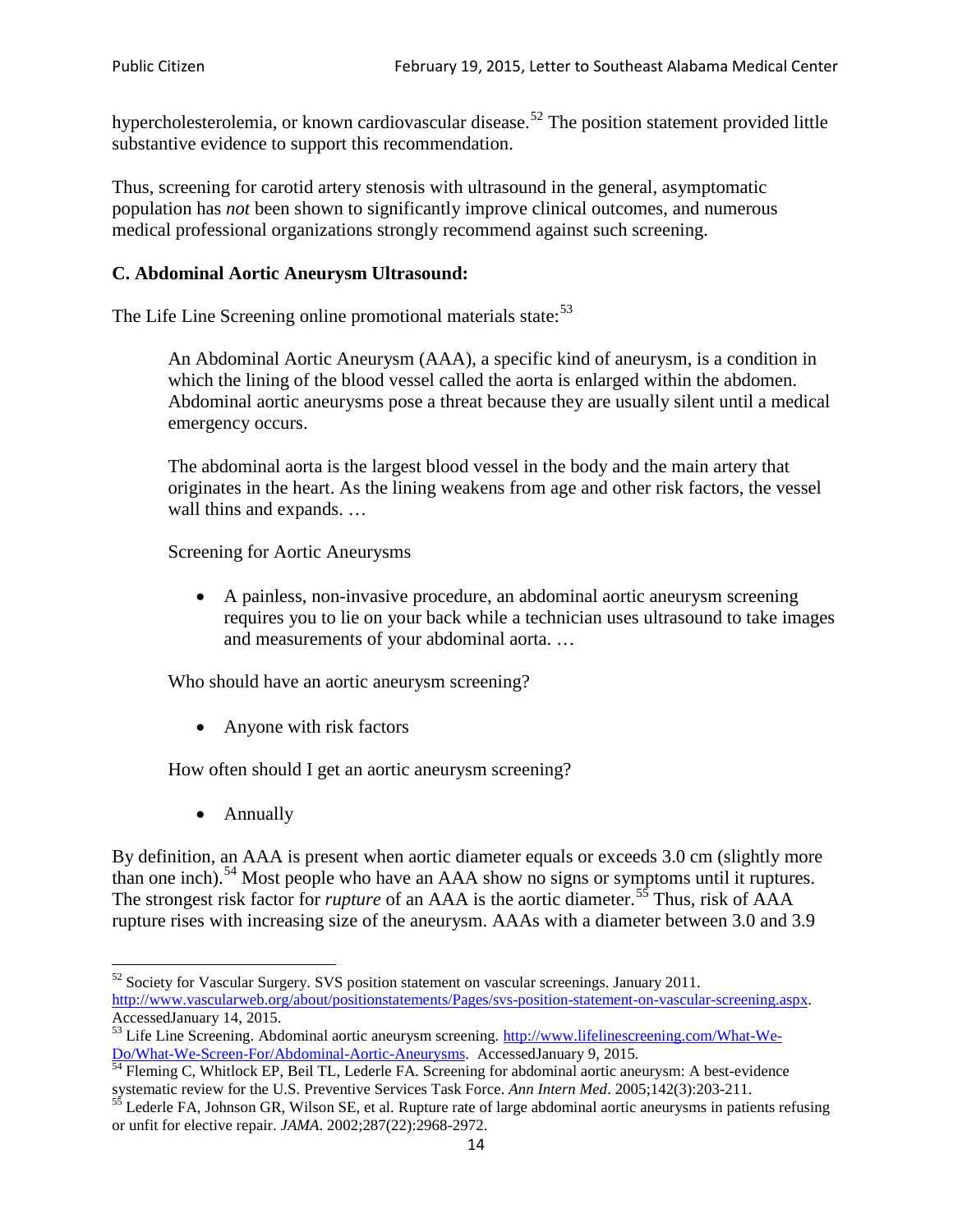hypercholesterolemia, or known cardiovascular disease.[52] The position statement provided little substantive evidence to support this recommendation.

Thus, screening for carotid artery stenosis with ultrasound in the general, asymptomatic population has *not* been shown to significantly improve clinical outcomes, and numerous medical professional organizations strongly recommend against such screening.

### C. Abdominal Aortic Aneurysm Ultrasound:

The Life Line Screening online promotional materials state:[53]

> An Abdominal Aortic Aneurysm (AAA), a specific kind of aneurysm, is a condition in which the lining of the blood vessel called the aorta is enlarged within the abdomen. Abdominal aortic aneurysms pose a threat because they are usually silent until a medical emergency occurs.
>
> The abdominal aorta is the largest blood vessel in the body and the main artery that originates in the heart. As the lining weakens from age and other risk factors, the vessel wall thins and expands. …
>
> Screening for Aortic Aneurysms
>
> - A painless, non-invasive procedure, an abdominal aortic aneurysm screening requires you to lie on your back while a technician uses ultrasound to take images and measurements of your abdominal aorta. …
>
> Who should have an aortic aneurysm screening?
>
> - Anyone with risk factors
>
> How often should I get an aortic aneurysm screening?
>
> - Annually

By definition, an AAA is present when aortic diameter equals or exceeds 3.0 cm (slightly more than one inch).[54] Most people who have an AAA show no signs or symptoms until it ruptures. The strongest risk factor for *rupture* of an AAA is the aortic diameter.[55] Thus, risk of AAA rupture rises with increasing size of the aneurysm. AAAs with a diameter between 3.0 and 3.9

---

[52] Society for Vascular Surgery. SVS position statement on vascular screenings. January 2011. http://www.vascularweb.org/about/positionstatements/Pages/svs-position-statement-on-vascular-screening.aspx. AccessedJanuary 14, 2015.

[53] Life Line Screening. Abdominal aortic aneurysm screening. http://www.lifelinescreening.com/What-We-Do/What-We-Screen-For/Abdominal-Aortic-Aneurysms. AccessedJanuary 9, 2015.

[54] Fleming C, Whitlock EP, Beil TL, Lederle FA. Screening for abdominal aortic aneurysm: A best-evidence systematic review for the U.S. Preventive Services Task Force. *Ann Intern Med*. 2005;142(3):203-211.

[55] Lederle FA, Johnson GR, Wilson SE, et al. Rupture rate of large abdominal aortic aneurysms in patients refusing or unfit for elective repair. *JAMA*. 2002;287(22):2968-2972.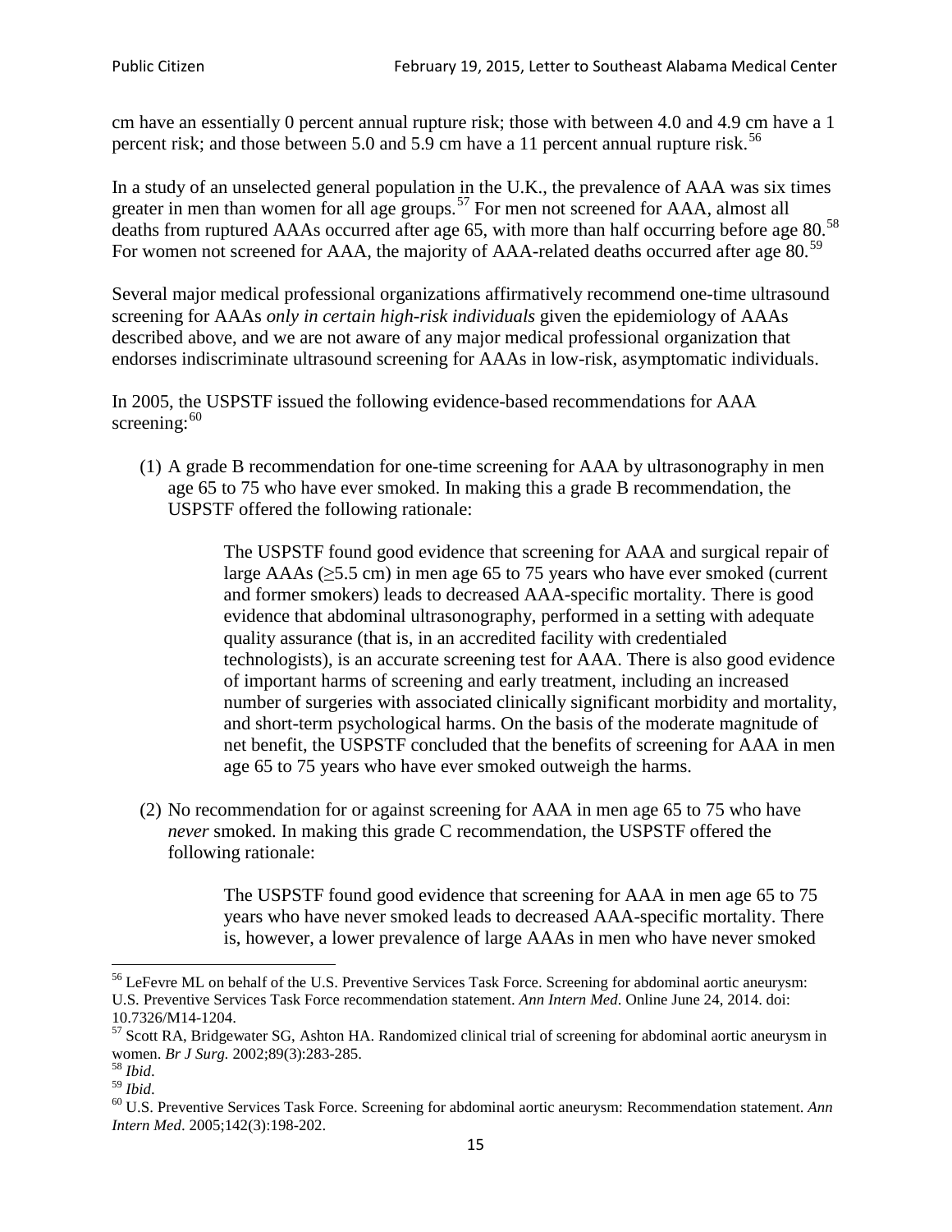cm have an essentially 0 percent annual rupture risk; those with between 4.0 and 4.9 cm have a 1 percent risk; and those between 5.0 and 5.9 cm have a 11 percent annual rupture risk.[56]

In a study of an unselected general population in the U.K., the prevalence of AAA was six times greater in men than women for all age groups.[57] For men not screened for AAA, almost all deaths from ruptured AAAs occurred after age 65, with more than half occurring before age 80.[58] For women not screened for AAA, the majority of AAA-related deaths occurred after age 80.[59]

Several major medical professional organizations affirmatively recommend one-time ultrasound screening for AAAs *only in certain high-risk individuals* given the epidemiology of AAAs described above, and we are not aware of any major medical professional organization that endorses indiscriminate ultrasound screening for AAAs in low-risk, asymptomatic individuals.

In 2005, the USPSTF issued the following evidence-based recommendations for AAA screening:[60]

(1) A grade B recommendation for one-time screening for AAA by ultrasonography in men age 65 to 75 who have ever smoked. In making this a grade B recommendation, the USPSTF offered the following rationale:

> The USPSTF found good evidence that screening for AAA and surgical repair of large AAAs (≥5.5 cm) in men age 65 to 75 years who have ever smoked (current and former smokers) leads to decreased AAA-specific mortality. There is good evidence that abdominal ultrasonography, performed in a setting with adequate quality assurance (that is, in an accredited facility with credentialed technologists), is an accurate screening test for AAA. There is also good evidence of important harms of screening and early treatment, including an increased number of surgeries with associated clinically significant morbidity and mortality, and short-term psychological harms. On the basis of the moderate magnitude of net benefit, the USPSTF concluded that the benefits of screening for AAA in men age 65 to 75 years who have ever smoked outweigh the harms.

(2) No recommendation for or against screening for AAA in men age 65 to 75 who have *never* smoked. In making this grade C recommendation, the USPSTF offered the following rationale:

> The USPSTF found good evidence that screening for AAA in men age 65 to 75 years who have never smoked leads to decreased AAA-specific mortality. There is, however, a lower prevalence of large AAAs in men who have never smoked

---

[56] LeFevre ML on behalf of the U.S. Preventive Services Task Force. Screening for abdominal aortic aneurysm: U.S. Preventive Services Task Force recommendation statement. *Ann Intern Med*. Online June 24, 2014. doi: 10.7326/M14-1204.

[57] Scott RA, Bridgewater SG, Ashton HA. Randomized clinical trial of screening for abdominal aortic aneurysm in women. *Br J Surg.* 2002;89(3):283-285.

[58] *Ibid*.

[59] *Ibid*.

[60] U.S. Preventive Services Task Force. Screening for abdominal aortic aneurysm: Recommendation statement. *Ann Intern Med*. 2005;142(3):198-202.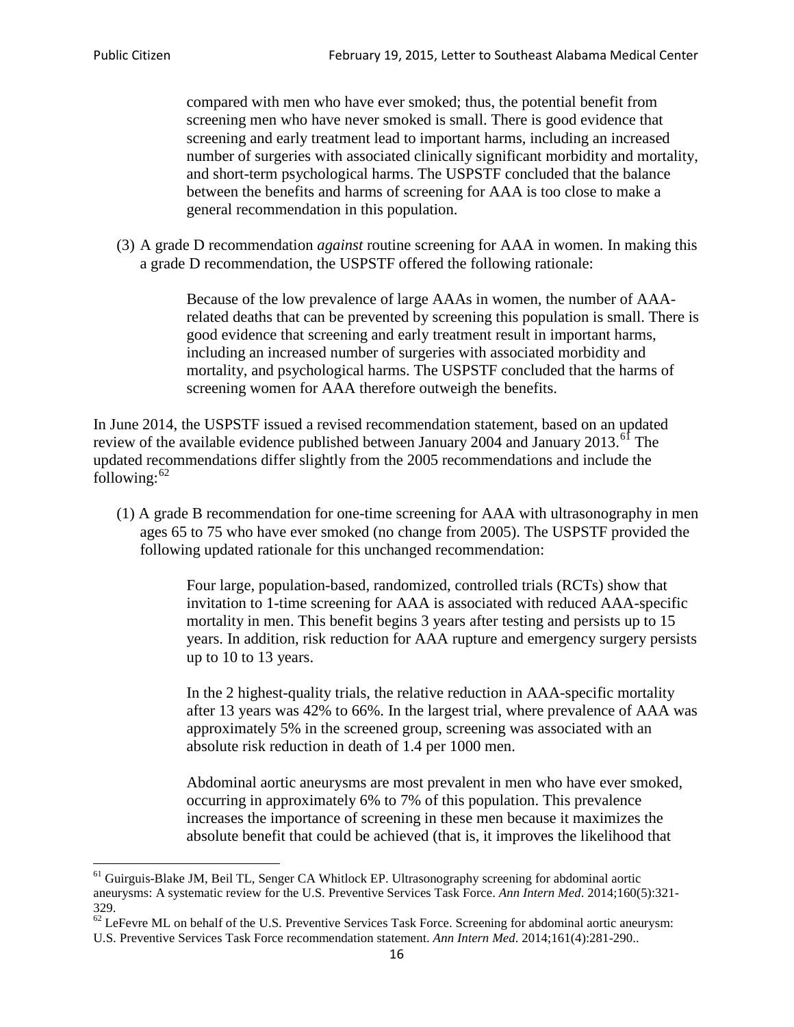compared with men who have ever smoked; thus, the potential benefit from screening men who have never smoked is small. There is good evidence that screening and early treatment lead to important harms, including an increased number of surgeries with associated clinically significant morbidity and mortality, and short-term psychological harms. The USPSTF concluded that the balance between the benefits and harms of screening for AAA is too close to make a general recommendation in this population.

(3) A grade D recommendation *against* routine screening for AAA in women. In making this a grade D recommendation, the USPSTF offered the following rationale:

> Because of the low prevalence of large AAAs in women, the number of AAA-related deaths that can be prevented by screening this population is small. There is good evidence that screening and early treatment result in important harms, including an increased number of surgeries with associated morbidity and mortality, and psychological harms. The USPSTF concluded that the harms of screening women for AAA therefore outweigh the benefits.

In June 2014, the USPSTF issued a revised recommendation statement, based on an updated review of the available evidence published between January 2004 and January 2013.[61] The updated recommendations differ slightly from the 2005 recommendations and include the following:[62]

(1) A grade B recommendation for one-time screening for AAA with ultrasonography in men ages 65 to 75 who have ever smoked (no change from 2005). The USPSTF provided the following updated rationale for this unchanged recommendation:

> Four large, population-based, randomized, controlled trials (RCTs) show that invitation to 1-time screening for AAA is associated with reduced AAA-specific mortality in men. This benefit begins 3 years after testing and persists up to 15 years. In addition, risk reduction for AAA rupture and emergency surgery persists up to 10 to 13 years.
>
> In the 2 highest-quality trials, the relative reduction in AAA-specific mortality after 13 years was 42% to 66%. In the largest trial, where prevalence of AAA was approximately 5% in the screened group, screening was associated with an absolute risk reduction in death of 1.4 per 1000 men.
>
> Abdominal aortic aneurysms are most prevalent in men who have ever smoked, occurring in approximately 6% to 7% of this population. This prevalence increases the importance of screening in these men because it maximizes the absolute benefit that could be achieved (that is, it improves the likelihood that

---

[61] Guirguis-Blake JM, Beil TL, Senger CA Whitlock EP. Ultrasonography screening for abdominal aortic aneurysms: A systematic review for the U.S. Preventive Services Task Force. *Ann Intern Med*. 2014;160(5):321-329.

[62] LeFevre ML on behalf of the U.S. Preventive Services Task Force. Screening for abdominal aortic aneurysm: U.S. Preventive Services Task Force recommendation statement. *Ann Intern Med*. 2014;161(4):281-290..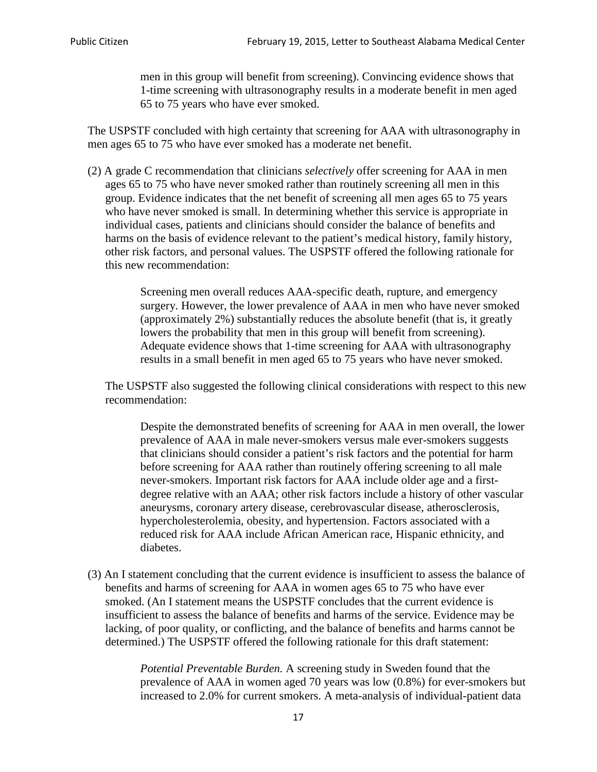> men in this group will benefit from screening). Convincing evidence shows that 1-time screening with ultrasonography results in a moderate benefit in men aged 65 to 75 years who have ever smoked.

The USPSTF concluded with high certainty that screening for AAA with ultrasonography in men ages 65 to 75 who have ever smoked has a moderate net benefit.

(2) A grade C recommendation that clinicians *selectively* offer screening for AAA in men ages 65 to 75 who have never smoked rather than routinely screening all men in this group. Evidence indicates that the net benefit of screening all men ages 65 to 75 years who have never smoked is small. In determining whether this service is appropriate in individual cases, patients and clinicians should consider the balance of benefits and harms on the basis of evidence relevant to the patient's medical history, family history, other risk factors, and personal values. The USPSTF offered the following rationale for this new recommendation:

> Screening men overall reduces AAA-specific death, rupture, and emergency surgery. However, the lower prevalence of AAA in men who have never smoked (approximately 2%) substantially reduces the absolute benefit (that is, it greatly lowers the probability that men in this group will benefit from screening). Adequate evidence shows that 1-time screening for AAA with ultrasonography results in a small benefit in men aged 65 to 75 years who have never smoked.

The USPSTF also suggested the following clinical considerations with respect to this new recommendation:

> Despite the demonstrated benefits of screening for AAA in men overall, the lower prevalence of AAA in male never-smokers versus male ever-smokers suggests that clinicians should consider a patient's risk factors and the potential for harm before screening for AAA rather than routinely offering screening to all male never-smokers. Important risk factors for AAA include older age and a first-degree relative with an AAA; other risk factors include a history of other vascular aneurysms, coronary artery disease, cerebrovascular disease, atherosclerosis, hypercholesterolemia, obesity, and hypertension. Factors associated with a reduced risk for AAA include African American race, Hispanic ethnicity, and diabetes.

(3) An I statement concluding that the current evidence is insufficient to assess the balance of benefits and harms of screening for AAA in women ages 65 to 75 who have ever smoked. (An I statement means the USPSTF concludes that the current evidence is insufficient to assess the balance of benefits and harms of the service. Evidence may be lacking, of poor quality, or conflicting, and the balance of benefits and harms cannot be determined.) The USPSTF offered the following rationale for this draft statement:

> *Potential Preventable Burden.* A screening study in Sweden found that the prevalence of AAA in women aged 70 years was low (0.8%) for ever-smokers but increased to 2.0% for current smokers. A meta-analysis of individual-patient data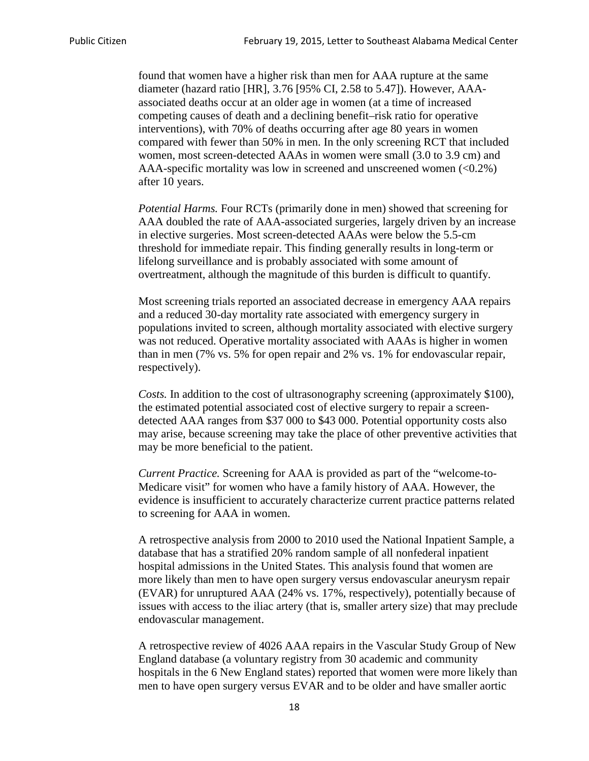found that women have a higher risk than men for AAA rupture at the same diameter (hazard ratio [HR], 3.76 [95% CI, 2.58 to 5.47]). However, AAA-associated deaths occur at an older age in women (at a time of increased competing causes of death and a declining benefit–risk ratio for operative interventions), with 70% of deaths occurring after age 80 years in women compared with fewer than 50% in men. In the only screening RCT that included women, most screen-detected AAAs in women were small (3.0 to 3.9 cm) and AAA-specific mortality was low in screened and unscreened women (<0.2%) after 10 years.

*Potential Harms.* Four RCTs (primarily done in men) showed that screening for AAA doubled the rate of AAA-associated surgeries, largely driven by an increase in elective surgeries. Most screen-detected AAAs were below the 5.5-cm threshold for immediate repair. This finding generally results in long-term or lifelong surveillance and is probably associated with some amount of overtreatment, although the magnitude of this burden is difficult to quantify.

Most screening trials reported an associated decrease in emergency AAA repairs and a reduced 30-day mortality rate associated with emergency surgery in populations invited to screen, although mortality associated with elective surgery was not reduced. Operative mortality associated with AAAs is higher in women than in men (7% vs. 5% for open repair and 2% vs. 1% for endovascular repair, respectively).

*Costs.* In addition to the cost of ultrasonography screening (approximately $100), the estimated potential associated cost of elective surgery to repair a screen-detected AAA ranges from $37 000 to $43 000. Potential opportunity costs also may arise, because screening may take the place of other preventive activities that may be more beneficial to the patient.

*Current Practice.* Screening for AAA is provided as part of the "welcome-to-Medicare visit" for women who have a family history of AAA. However, the evidence is insufficient to accurately characterize current practice patterns related to screening for AAA in women.

A retrospective analysis from 2000 to 2010 used the National Inpatient Sample, a database that has a stratified 20% random sample of all nonfederal inpatient hospital admissions in the United States. This analysis found that women are more likely than men to have open surgery versus endovascular aneurysm repair (EVAR) for unruptured AAA (24% vs. 17%, respectively), potentially because of issues with access to the iliac artery (that is, smaller artery size) that may preclude endovascular management.

A retrospective review of 4026 AAA repairs in the Vascular Study Group of New England database (a voluntary registry from 30 academic and community hospitals in the 6 New England states) reported that women were more likely than men to have open surgery versus EVAR and to be older and have smaller aortic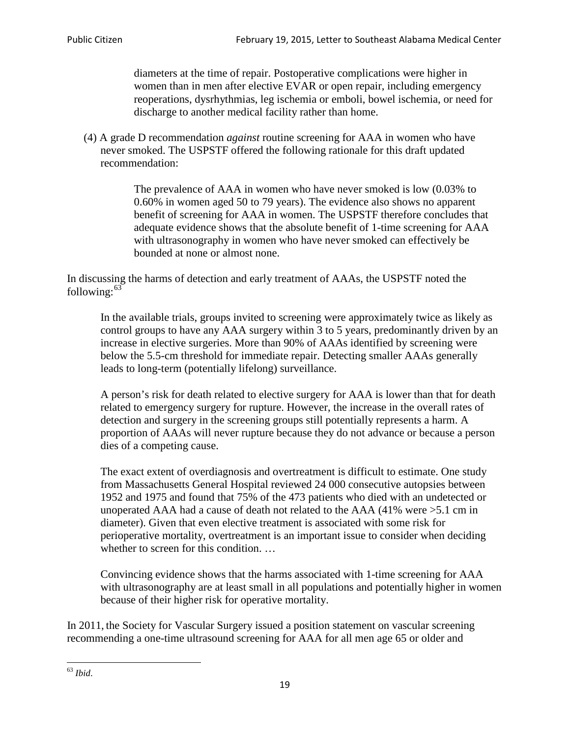> diameters at the time of repair. Postoperative complications were higher in women than in men after elective EVAR or open repair, including emergency reoperations, dysrhythmias, leg ischemia or emboli, bowel ischemia, or need for discharge to another medical facility rather than home.

(4) A grade D recommendation *against* routine screening for AAA in women who have never smoked. The USPSTF offered the following rationale for this draft updated recommendation:

> The prevalence of AAA in women who have never smoked is low (0.03% to 0.60% in women aged 50 to 79 years). The evidence also shows no apparent benefit of screening for AAA in women. The USPSTF therefore concludes that adequate evidence shows that the absolute benefit of 1-time screening for AAA with ultrasonography in women who have never smoked can effectively be bounded at none or almost none.

In discussing the harms of detection and early treatment of AAAs, the USPSTF noted the following:[63]

> In the available trials, groups invited to screening were approximately twice as likely as control groups to have any AAA surgery within 3 to 5 years, predominantly driven by an increase in elective surgeries. More than 90% of AAAs identified by screening were below the 5.5-cm threshold for immediate repair. Detecting smaller AAAs generally leads to long-term (potentially lifelong) surveillance.
>
> A person's risk for death related to elective surgery for AAA is lower than that for death related to emergency surgery for rupture. However, the increase in the overall rates of detection and surgery in the screening groups still potentially represents a harm. A proportion of AAAs will never rupture because they do not advance or because a person dies of a competing cause.
>
> The exact extent of overdiagnosis and overtreatment is difficult to estimate. One study from Massachusetts General Hospital reviewed 24 000 consecutive autopsies between 1952 and 1975 and found that 75% of the 473 patients who died with an undetected or unoperated AAA had a cause of death not related to the AAA (41% were >5.1 cm in diameter). Given that even elective treatment is associated with some risk for perioperative mortality, overtreatment is an important issue to consider when deciding whether to screen for this condition. …
>
> Convincing evidence shows that the harms associated with 1-time screening for AAA with ultrasonography are at least small in all populations and potentially higher in women because of their higher risk for operative mortality.

In 2011, the Society for Vascular Surgery issued a position statement on vascular screening recommending a one-time ultrasound screening for AAA for all men age 65 or older and

[63] *Ibid*.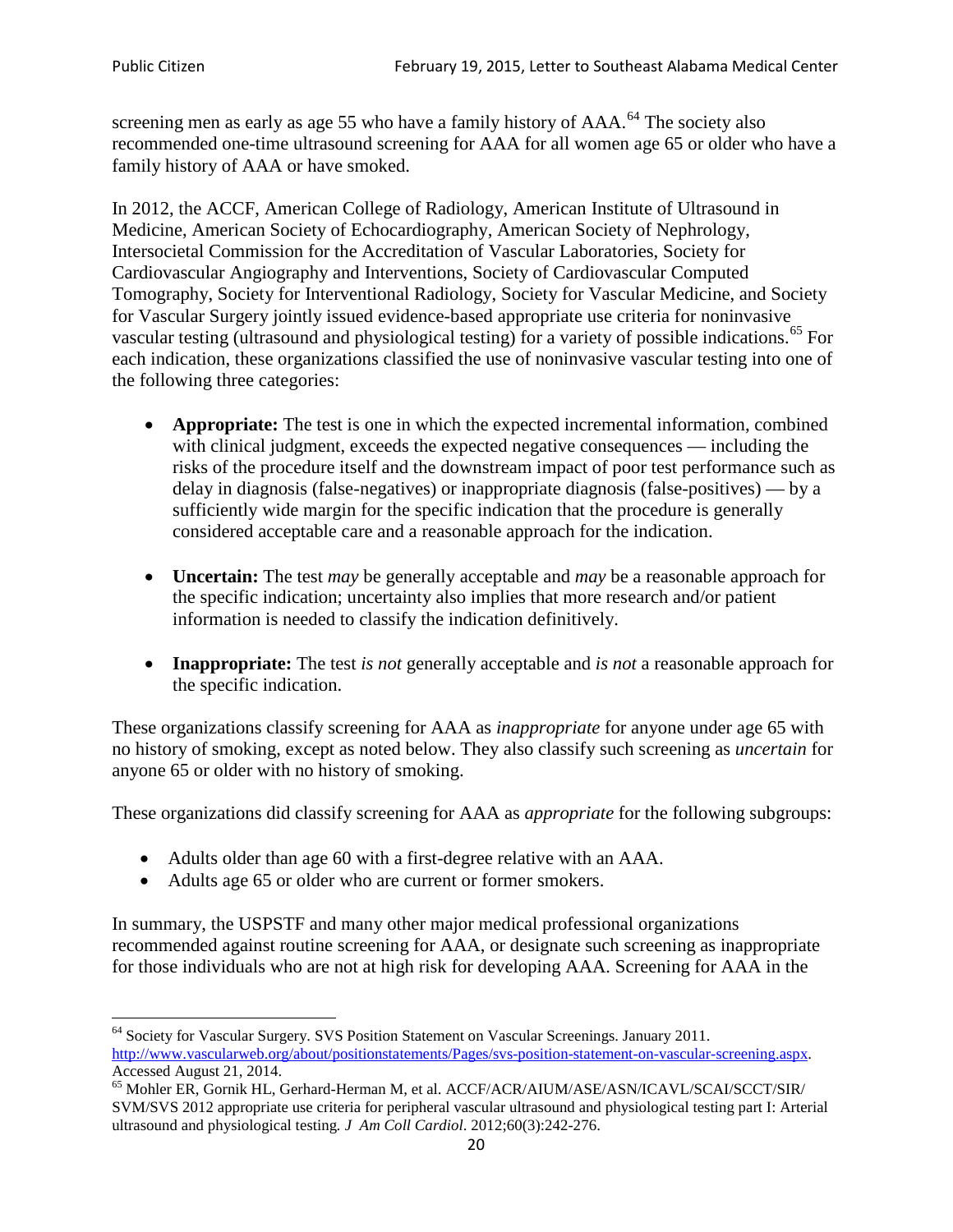screening men as early as age 55 who have a family history of AAA.[64] The society also recommended one-time ultrasound screening for AAA for all women age 65 or older who have a family history of AAA or have smoked.

In 2012, the ACCF, American College of Radiology, American Institute of Ultrasound in Medicine, American Society of Echocardiography, American Society of Nephrology, Intersocietal Commission for the Accreditation of Vascular Laboratories, Society for Cardiovascular Angiography and Interventions, Society of Cardiovascular Computed Tomography, Society for Interventional Radiology, Society for Vascular Medicine, and Society for Vascular Surgery jointly issued evidence-based appropriate use criteria for noninvasive vascular testing (ultrasound and physiological testing) for a variety of possible indications.[65] For each indication, these organizations classified the use of noninvasive vascular testing into one of the following three categories:

- **Appropriate:** The test is one in which the expected incremental information, combined with clinical judgment, exceeds the expected negative consequences — including the risks of the procedure itself and the downstream impact of poor test performance such as delay in diagnosis (false-negatives) or inappropriate diagnosis (false-positives) — by a sufficiently wide margin for the specific indication that the procedure is generally considered acceptable care and a reasonable approach for the indication.

- **Uncertain:** The test *may* be generally acceptable and *may* be a reasonable approach for the specific indication; uncertainty also implies that more research and/or patient information is needed to classify the indication definitively.

- **Inappropriate:** The test *is not* generally acceptable and *is not* a reasonable approach for the specific indication.

These organizations classify screening for AAA as *inappropriate* for anyone under age 65 with no history of smoking, except as noted below. They also classify such screening as *uncertain* for anyone 65 or older with no history of smoking.

These organizations did classify screening for AAA as *appropriate* for the following subgroups:

- Adults older than age 60 with a first-degree relative with an AAA.
- Adults age 65 or older who are current or former smokers.

In summary, the USPSTF and many other major medical professional organizations recommended against routine screening for AAA, or designate such screening as inappropriate for those individuals who are not at high risk for developing AAA. Screening for AAA in the

---

[64] Society for Vascular Surgery. SVS Position Statement on Vascular Screenings. January 2011. http://www.vascularweb.org/about/positionstatements/Pages/svs-position-statement-on-vascular-screening.aspx. Accessed August 21, 2014.

[65] Mohler ER, Gornik HL, Gerhard-Herman M, et al. ACCF/ACR/AIUM/ASE/ASN/ICAVL/SCAI/SCCT/SIR/SVM/SVS 2012 appropriate use criteria for peripheral vascular ultrasound and physiological testing part I: Arterial ultrasound and physiological testing*. J Am Coll Cardiol*. 2012;60(3):242-276.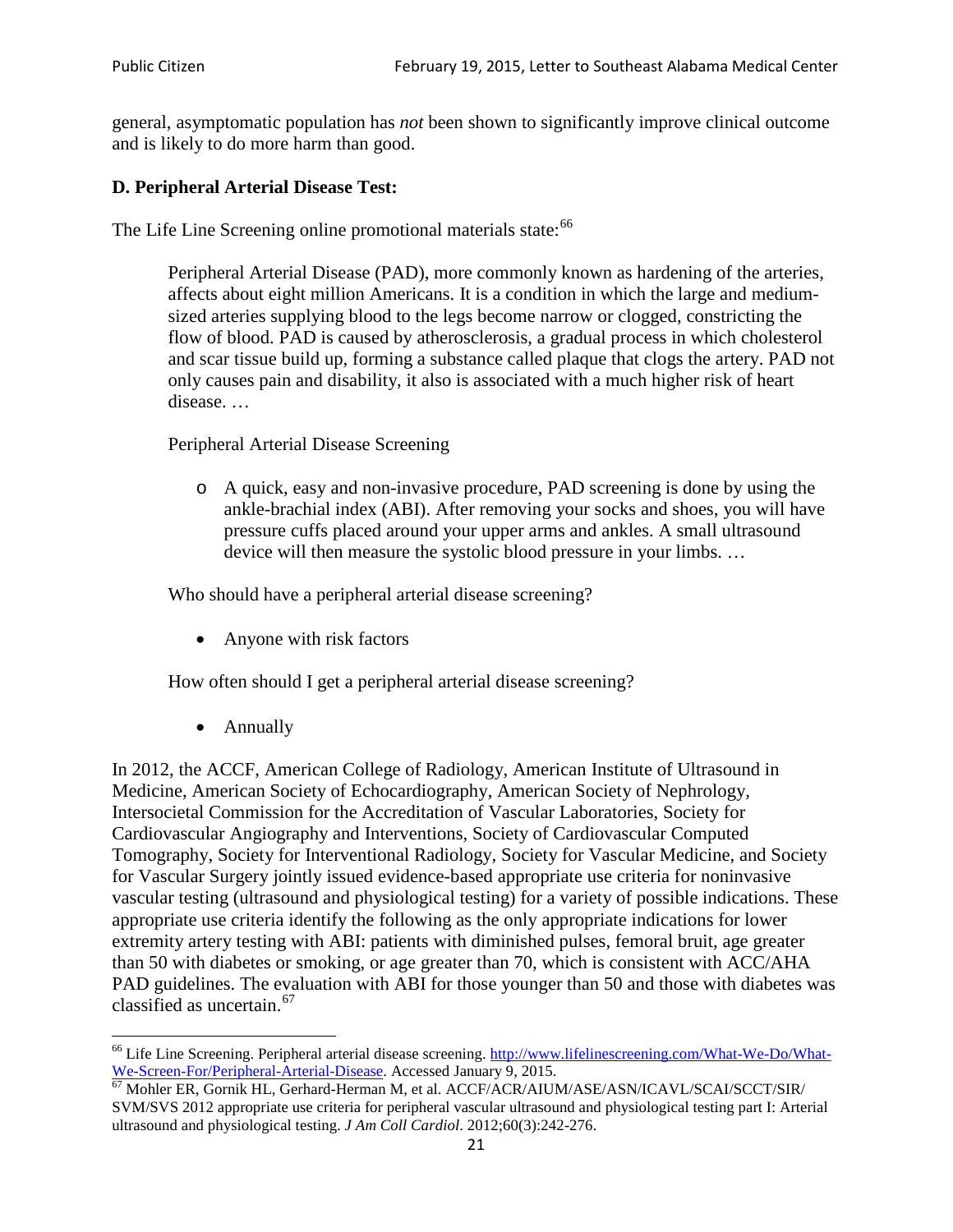general, asymptomatic population has *not* been shown to significantly improve clinical outcome and is likely to do more harm than good.

### D. Peripheral Arterial Disease Test:

The Life Line Screening online promotional materials state:[66]

> Peripheral Arterial Disease (PAD), more commonly known as hardening of the arteries, affects about eight million Americans. It is a condition in which the large and medium-sized arteries supplying blood to the legs become narrow or clogged, constricting the flow of blood. PAD is caused by atherosclerosis, a gradual process in which cholesterol and scar tissue build up, forming a substance called plaque that clogs the artery. PAD not only causes pain and disability, it also is associated with a much higher risk of heart disease. …
>
> Peripheral Arterial Disease Screening
>
> - A quick, easy and non-invasive procedure, PAD screening is done by using the ankle-brachial index (ABI). After removing your socks and shoes, you will have pressure cuffs placed around your upper arms and ankles. A small ultrasound device will then measure the systolic blood pressure in your limbs. …
>
> Who should have a peripheral arterial disease screening?
>
> - Anyone with risk factors
>
> How often should I get a peripheral arterial disease screening?
>
> - Annually

In 2012, the ACCF, American College of Radiology, American Institute of Ultrasound in Medicine, American Society of Echocardiography, American Society of Nephrology, Intersocietal Commission for the Accreditation of Vascular Laboratories, Society for Cardiovascular Angiography and Interventions, Society of Cardiovascular Computed Tomography, Society for Interventional Radiology, Society for Vascular Medicine, and Society for Vascular Surgery jointly issued evidence-based appropriate use criteria for noninvasive vascular testing (ultrasound and physiological testing) for a variety of possible indications. These appropriate use criteria identify the following as the only appropriate indications for lower extremity artery testing with ABI: patients with diminished pulses, femoral bruit, age greater than 50 with diabetes or smoking, or age greater than 70, which is consistent with ACC/AHA PAD guidelines. The evaluation with ABI for those younger than 50 and those with diabetes was classified as uncertain.[67]

---

[66] Life Line Screening. Peripheral arterial disease screening. http://www.lifelinescreening.com/What-We-Do/What-We-Screen-For/Peripheral-Arterial-Disease. Accessed January 9, 2015.

[67] Mohler ER, Gornik HL, Gerhard-Herman M, et al. ACCF/ACR/AIUM/ASE/ASN/ICAVL/SCAI/SCCT/SIR/SVM/SVS 2012 appropriate use criteria for peripheral vascular ultrasound and physiological testing part I: Arterial ultrasound and physiological testing. *J Am Coll Cardiol*. 2012;60(3):242-276.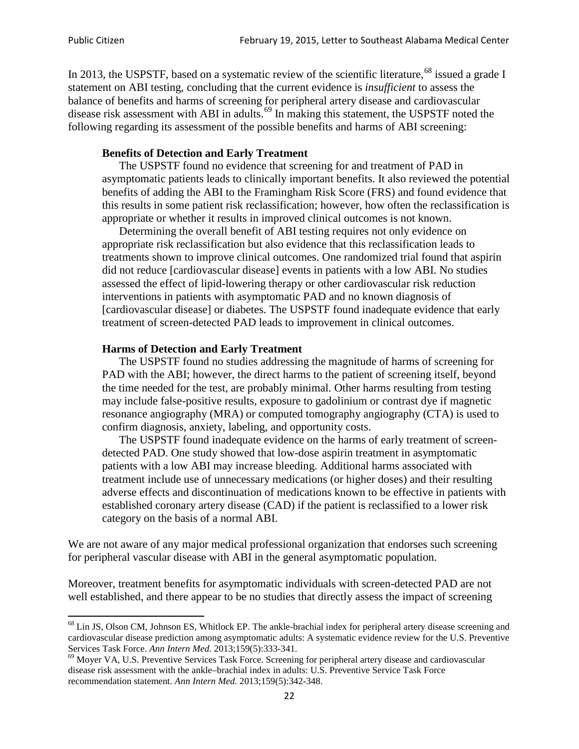In 2013, the USPSTF, based on a systematic review of the scientific literature,[68] issued a grade I statement on ABI testing, concluding that the current evidence is *insufficient* to assess the balance of benefits and harms of screening for peripheral artery disease and cardiovascular disease risk assessment with ABI in adults.[69] In making this statement, the USPSTF noted the following regarding its assessment of the possible benefits and harms of ABI screening:

> **Benefits of Detection and Early Treatment**
>
> The USPSTF found no evidence that screening for and treatment of PAD in asymptomatic patients leads to clinically important benefits. It also reviewed the potential benefits of adding the ABI to the Framingham Risk Score (FRS) and found evidence that this results in some patient risk reclassification; however, how often the reclassification is appropriate or whether it results in improved clinical outcomes is not known.
>
> Determining the overall benefit of ABI testing requires not only evidence on appropriate risk reclassification but also evidence that this reclassification leads to treatments shown to improve clinical outcomes. One randomized trial found that aspirin did not reduce [cardiovascular disease] events in patients with a low ABI. No studies assessed the effect of lipid-lowering therapy or other cardiovascular risk reduction interventions in patients with asymptomatic PAD and no known diagnosis of [cardiovascular disease] or diabetes. The USPSTF found inadequate evidence that early treatment of screen-detected PAD leads to improvement in clinical outcomes.
>
> **Harms of Detection and Early Treatment**
>
> The USPSTF found no studies addressing the magnitude of harms of screening for PAD with the ABI; however, the direct harms to the patient of screening itself, beyond the time needed for the test, are probably minimal. Other harms resulting from testing may include false-positive results, exposure to gadolinium or contrast dye if magnetic resonance angiography (MRA) or computed tomography angiography (CTA) is used to confirm diagnosis, anxiety, labeling, and opportunity costs.
>
> The USPSTF found inadequate evidence on the harms of early treatment of screen-detected PAD. One study showed that low-dose aspirin treatment in asymptomatic patients with a low ABI may increase bleeding. Additional harms associated with treatment include use of unnecessary medications (or higher doses) and their resulting adverse effects and discontinuation of medications known to be effective in patients with established coronary artery disease (CAD) if the patient is reclassified to a lower risk category on the basis of a normal ABI.

We are not aware of any major medical professional organization that endorses such screening for peripheral vascular disease with ABI in the general asymptomatic population.

Moreover, treatment benefits for asymptomatic individuals with screen-detected PAD are not well established, and there appear to be no studies that directly assess the impact of screening

---

[68] Lin JS, Olson CM, Johnson ES, Whitlock EP. The ankle-brachial index for peripheral artery disease screening and cardiovascular disease prediction among asymptomatic adults: A systematic evidence review for the U.S. Preventive Services Task Force. *Ann Intern Med.* 2013;159(5):333-341.

[69] Moyer VA, U.S. Preventive Services Task Force. Screening for peripheral artery disease and cardiovascular disease risk assessment with the ankle–brachial index in adults: U.S. Preventive Service Task Force recommendation statement. *Ann Intern Med.* 2013;159(5):342-348.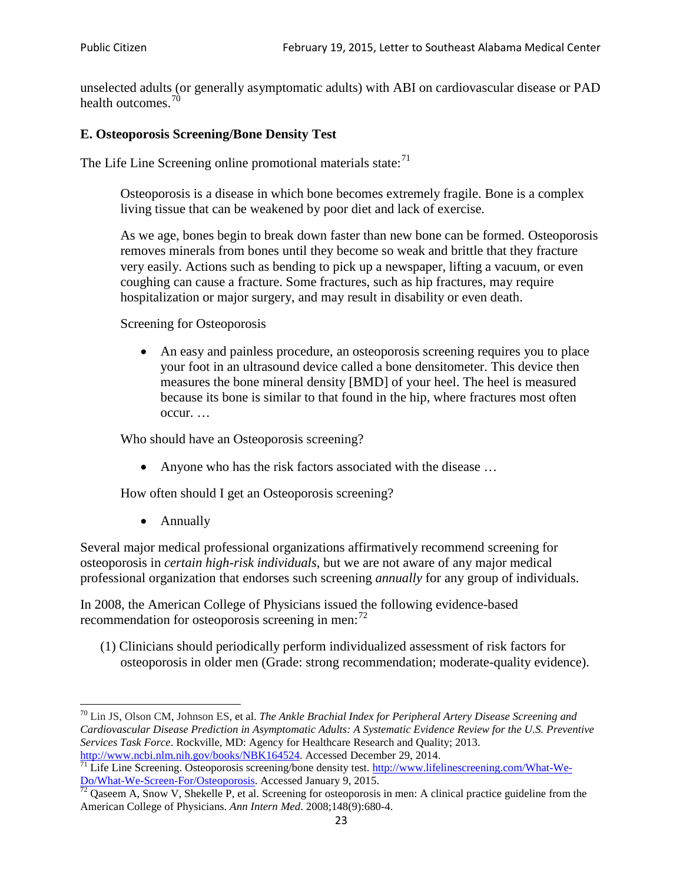unselected adults (or generally asymptomatic adults) with ABI on cardiovascular disease or PAD health outcomes.[70]

### E. Osteoporosis Screening/Bone Density Test

The Life Line Screening online promotional materials state:[71]

> Osteoporosis is a disease in which bone becomes extremely fragile. Bone is a complex living tissue that can be weakened by poor diet and lack of exercise.
>
> As we age, bones begin to break down faster than new bone can be formed. Osteoporosis removes minerals from bones until they become so weak and brittle that they fracture very easily. Actions such as bending to pick up a newspaper, lifting a vacuum, or even coughing can cause a fracture. Some fractures, such as hip fractures, may require hospitalization or major surgery, and may result in disability or even death.
>
> Screening for Osteoporosis
>
> - An easy and painless procedure, an osteoporosis screening requires you to place your foot in an ultrasound device called a bone densitometer. This device then measures the bone mineral density [BMD] of your heel. The heel is measured because its bone is similar to that found in the hip, where fractures most often occur. …
>
> Who should have an Osteoporosis screening?
>
> - Anyone who has the risk factors associated with the disease …
>
> How often should I get an Osteoporosis screening?
>
> - Annually

Several major medical professional organizations affirmatively recommend screening for osteoporosis in *certain high-risk individuals*, but we are not aware of any major medical professional organization that endorses such screening *annually* for any group of individuals.

In 2008, the American College of Physicians issued the following evidence-based recommendation for osteoporosis screening in men:[72]

(1) Clinicians should periodically perform individualized assessment of risk factors for osteoporosis in older men (Grade: strong recommendation; moderate-quality evidence).

---

[70] Lin JS, Olson CM, Johnson ES, et al. *The Ankle Brachial Index for Peripheral Artery Disease Screening and Cardiovascular Disease Prediction in Asymptomatic Adults: A Systematic Evidence Review for the U.S. Preventive Services Task Force*. Rockville, MD: Agency for Healthcare Research and Quality; 2013. http://www.ncbi.nlm.nih.gov/books/NBK164524. Accessed December 29, 2014.

[71] Life Line Screening. Osteoporosis screening/bone density test. http://www.lifelinescreening.com/What-We-Do/What-We-Screen-For/Osteoporosis. Accessed January 9, 2015.

[72] Qaseem A, Snow V, Shekelle P, et al. Screening for osteoporosis in men: A clinical practice guideline from the American College of Physicians. *Ann Intern Med*. 2008;148(9):680-4.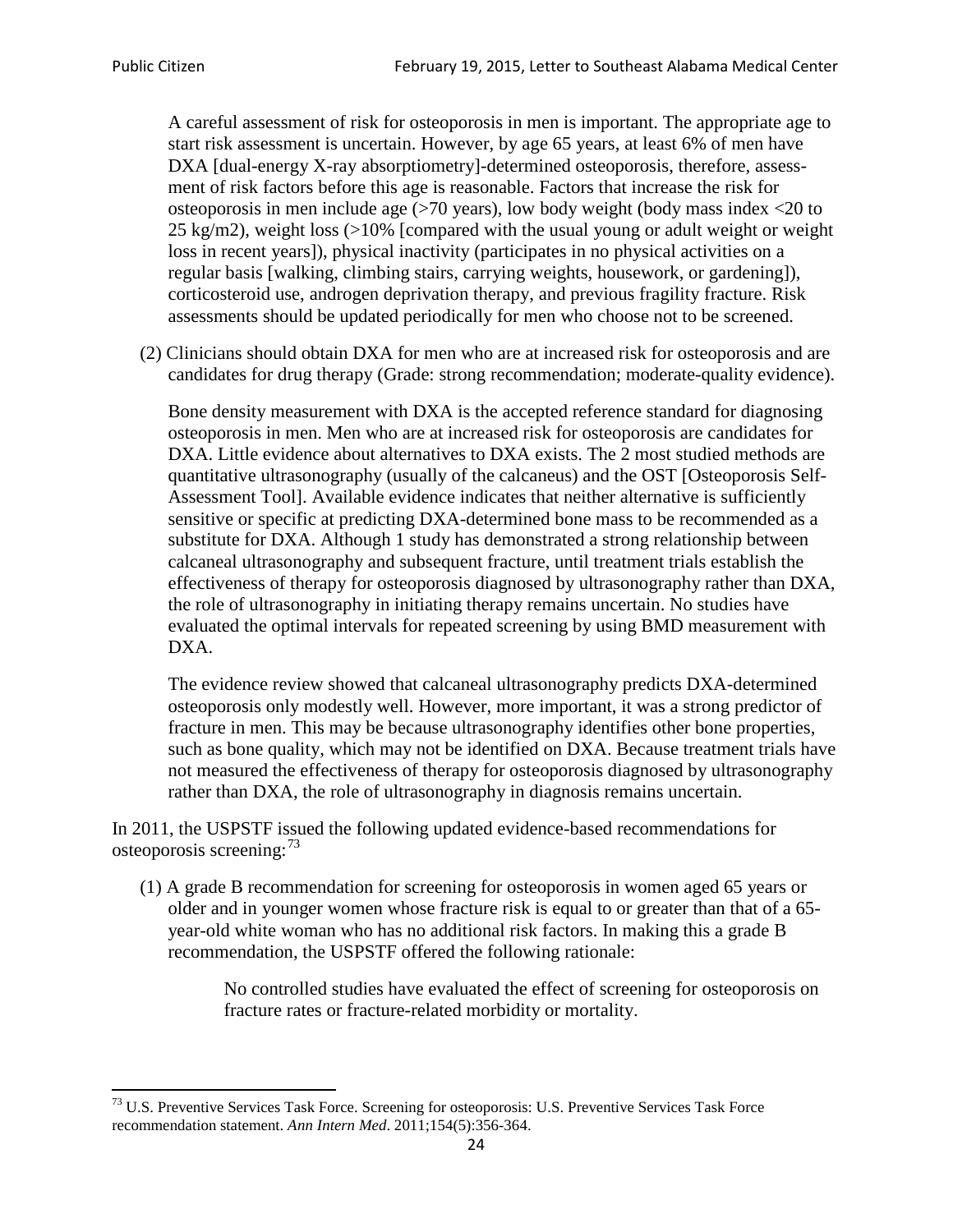A careful assessment of risk for osteoporosis in men is important. The appropriate age to start risk assessment is uncertain. However, by age 65 years, at least 6% of men have DXA [dual-energy X-ray absorptiometry]-determined osteoporosis, therefore, assessment of risk factors before this age is reasonable. Factors that increase the risk for osteoporosis in men include age (>70 years), low body weight (body mass index <20 to 25 kg/m2), weight loss (>10% [compared with the usual young or adult weight or weight loss in recent years]), physical inactivity (participates in no physical activities on a regular basis [walking, climbing stairs, carrying weights, housework, or gardening]), corticosteroid use, androgen deprivation therapy, and previous fragility fracture. Risk assessments should be updated periodically for men who choose not to be screened.

(2) Clinicians should obtain DXA for men who are at increased risk for osteoporosis and are candidates for drug therapy (Grade: strong recommendation; moderate-quality evidence).

Bone density measurement with DXA is the accepted reference standard for diagnosing osteoporosis in men. Men who are at increased risk for osteoporosis are candidates for DXA. Little evidence about alternatives to DXA exists. The 2 most studied methods are quantitative ultrasonography (usually of the calcaneus) and the OST [Osteoporosis Self-Assessment Tool]. Available evidence indicates that neither alternative is sufficiently sensitive or specific at predicting DXA-determined bone mass to be recommended as a substitute for DXA. Although 1 study has demonstrated a strong relationship between calcaneal ultrasonography and subsequent fracture, until treatment trials establish the effectiveness of therapy for osteoporosis diagnosed by ultrasonography rather than DXA, the role of ultrasonography in initiating therapy remains uncertain. No studies have evaluated the optimal intervals for repeated screening by using BMD measurement with DXA.

The evidence review showed that calcaneal ultrasonography predicts DXA-determined osteoporosis only modestly well. However, more important, it was a strong predictor of fracture in men. This may be because ultrasonography identifies other bone properties, such as bone quality, which may not be identified on DXA. Because treatment trials have not measured the effectiveness of therapy for osteoporosis diagnosed by ultrasonography rather than DXA, the role of ultrasonography in diagnosis remains uncertain.

In 2011, the USPSTF issued the following updated evidence-based recommendations for osteoporosis screening:[73]

(1) A grade B recommendation for screening for osteoporosis in women aged 65 years or older and in younger women whose fracture risk is equal to or greater than that of a 65-year-old white woman who has no additional risk factors. In making this a grade B recommendation, the USPSTF offered the following rationale:

> No controlled studies have evaluated the effect of screening for osteoporosis on fracture rates or fracture-related morbidity or mortality.

[73] U.S. Preventive Services Task Force. Screening for osteoporosis: U.S. Preventive Services Task Force recommendation statement. *Ann Intern Med*. 2011;154(5):356-364.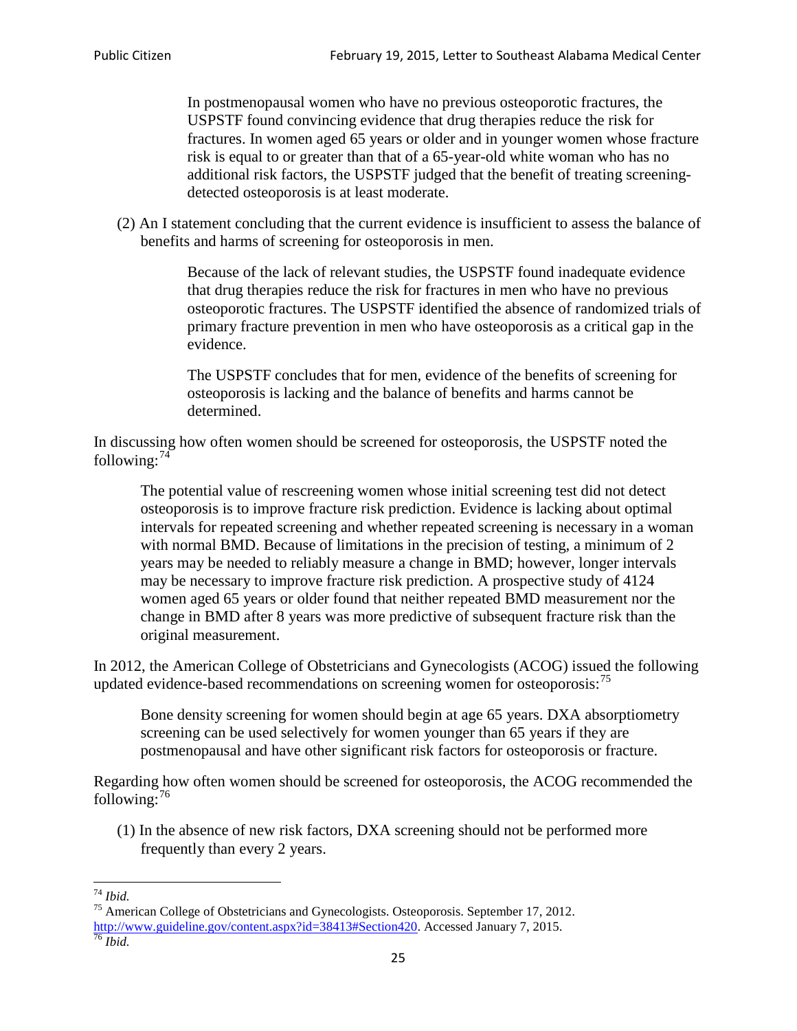> In postmenopausal women who have no previous osteoporotic fractures, the USPSTF found convincing evidence that drug therapies reduce the risk for fractures. In women aged 65 years or older and in younger women whose fracture risk is equal to or greater than that of a 65-year-old white woman who has no additional risk factors, the USPSTF judged that the benefit of treating screening-detected osteoporosis is at least moderate.

(2) An I statement concluding that the current evidence is insufficient to assess the balance of benefits and harms of screening for osteoporosis in men.

> Because of the lack of relevant studies, the USPSTF found inadequate evidence that drug therapies reduce the risk for fractures in men who have no previous osteoporotic fractures. The USPSTF identified the absence of randomized trials of primary fracture prevention in men who have osteoporosis as a critical gap in the evidence.
>
> The USPSTF concludes that for men, evidence of the benefits of screening for osteoporosis is lacking and the balance of benefits and harms cannot be determined.

In discussing how often women should be screened for osteoporosis, the USPSTF noted the following:[74]

> The potential value of rescreening women whose initial screening test did not detect osteoporosis is to improve fracture risk prediction. Evidence is lacking about optimal intervals for repeated screening and whether repeated screening is necessary in a woman with normal BMD. Because of limitations in the precision of testing, a minimum of 2 years may be needed to reliably measure a change in BMD; however, longer intervals may be necessary to improve fracture risk prediction. A prospective study of 4124 women aged 65 years or older found that neither repeated BMD measurement nor the change in BMD after 8 years was more predictive of subsequent fracture risk than the original measurement.

In 2012, the American College of Obstetricians and Gynecologists (ACOG) issued the following updated evidence-based recommendations on screening women for osteoporosis:[75]

> Bone density screening for women should begin at age 65 years. DXA absorptiometry screening can be used selectively for women younger than 65 years if they are postmenopausal and have other significant risk factors for osteoporosis or fracture.

Regarding how often women should be screened for osteoporosis, the ACOG recommended the following:[76]

(1) In the absence of new risk factors, DXA screening should not be performed more frequently than every 2 years.

---

[74] *Ibid.*

[75] American College of Obstetricians and Gynecologists. Osteoporosis. September 17, 2012. http://www.guideline.gov/content.aspx?id=38413#Section420. Accessed January 7, 2015.

[76] *Ibid.*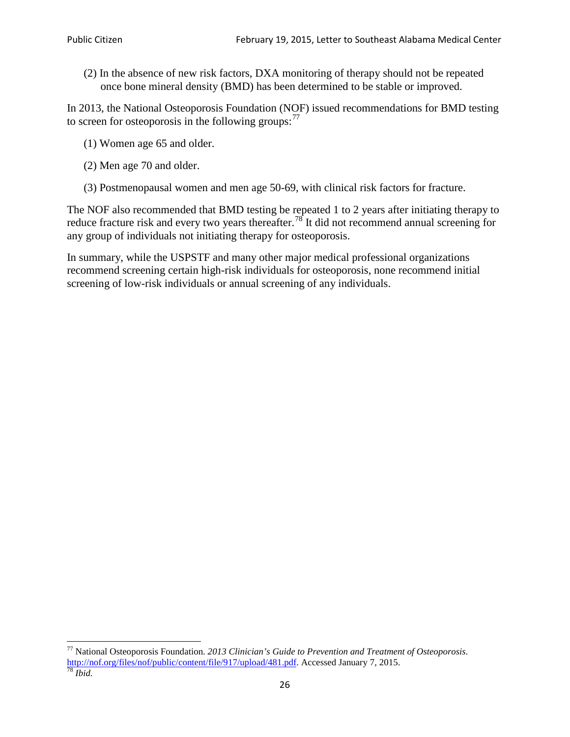(2) In the absence of new risk factors, DXA monitoring of therapy should not be repeated once bone mineral density (BMD) has been determined to be stable or improved.

In 2013, the National Osteoporosis Foundation (NOF) issued recommendations for BMD testing to screen for osteoporosis in the following groups:[77]

(1) Women age 65 and older.

(2) Men age 70 and older.

(3) Postmenopausal women and men age 50-69, with clinical risk factors for fracture.

The NOF also recommended that BMD testing be repeated 1 to 2 years after initiating therapy to reduce fracture risk and every two years thereafter.[78] It did not recommend annual screening for any group of individuals not initiating therapy for osteoporosis.

In summary, while the USPSTF and many other major medical professional organizations recommend screening certain high-risk individuals for osteoporosis, none recommend initial screening of low-risk individuals or annual screening of any individuals.

---

[77] National Osteoporosis Foundation. *2013 Clinician's Guide to Prevention and Treatment of Osteoporosis*. http://nof.org/files/nof/public/content/file/917/upload/481.pdf. Accessed January 7, 2015.

[78] *Ibid.*